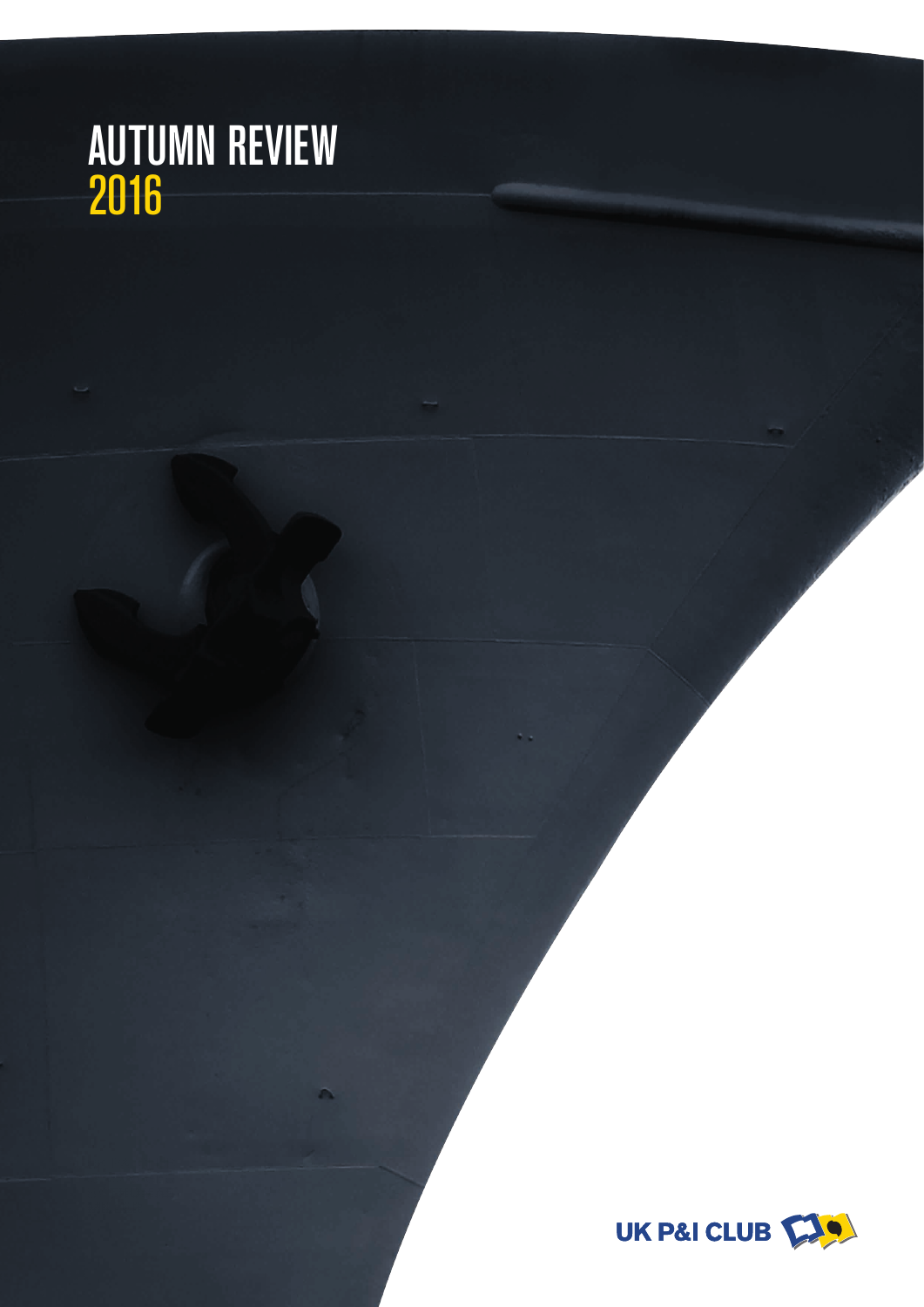# AUTUMN REVIEW 2016

UK P&I CLUB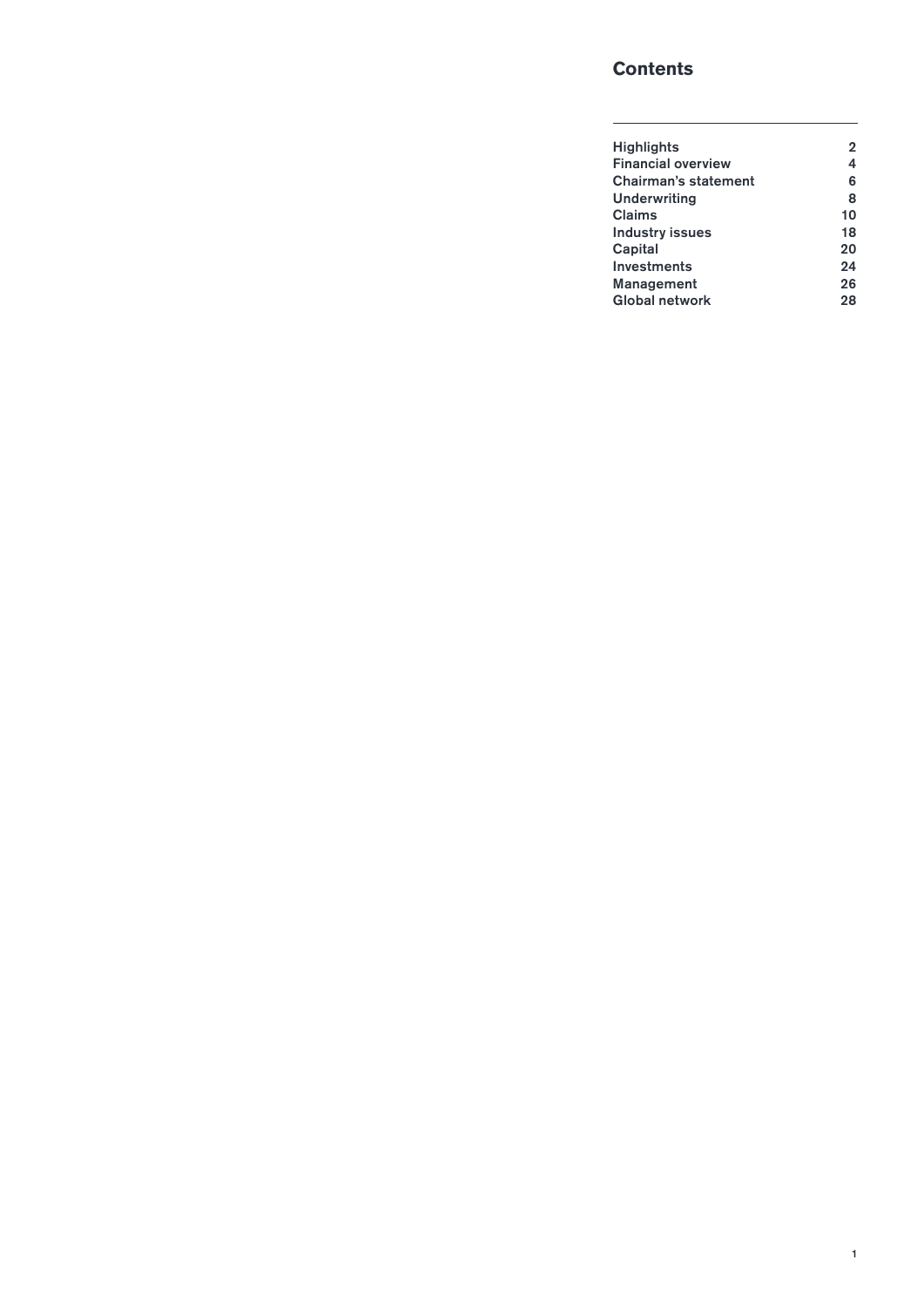## Contents

| | |
|---|---|
| Highlights | 2 |
| Financial overview | 4 |
| Chairman's statement | 6 |
| Underwriting | 8 |
| Claims | 10 |
| Industry issues | 18 |
| Capital | 20 |
| Investments | 24 |
| Management | 26 |
| Global network | 28 |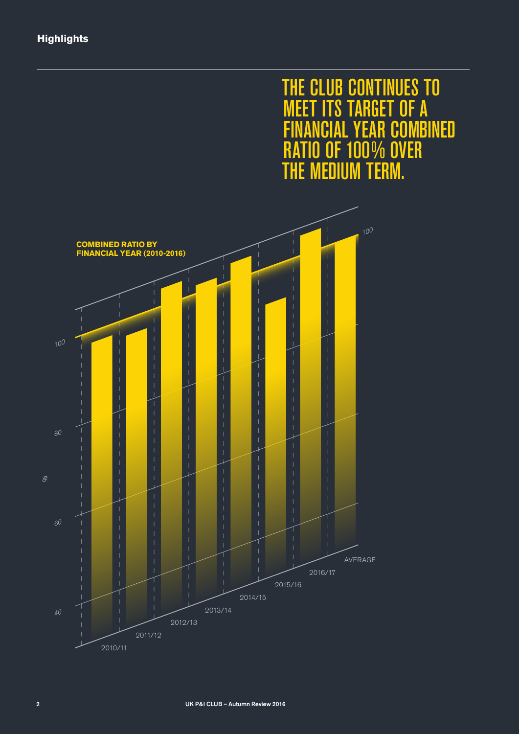## Highlights

# THE CLUB CONTINUES TO MEET ITS TARGET OF A FINANCIAL YEAR COMBINED RATIO OF 100% OVER THE MEDIUM TERM.

**COMBINED RATIO BY FINANCIAL YEAR (2010-2016)**

%

100

80

60

40

100

2010/11

2011/12

2012/13

2013/14

2014/15

2015/16

2016/17

AVERAGE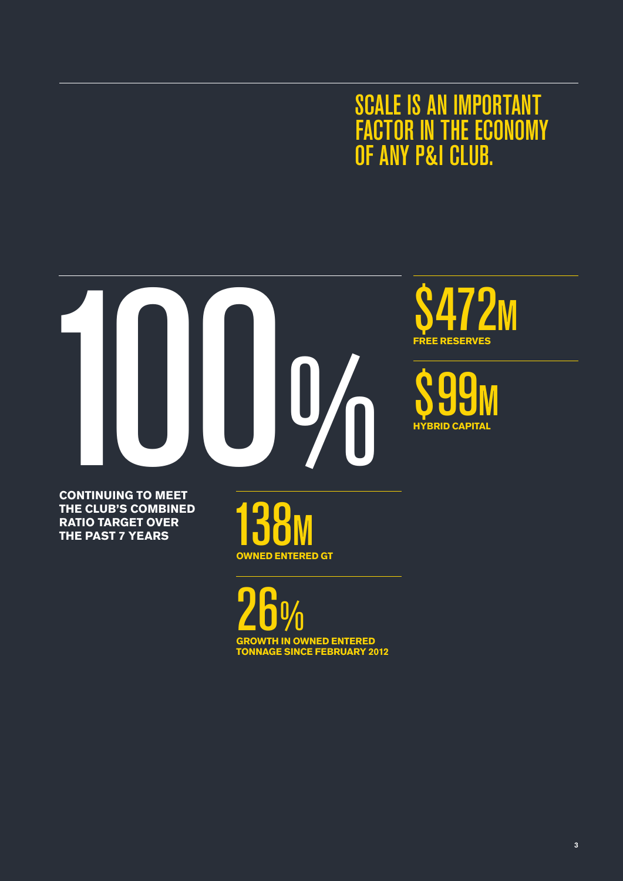## SCALE IS AN IMPORTANT FACTOR IN THE ECONOMY OF ANY P&I CLUB.

**100%**

**CONTINUING TO MEET THE CLUB'S COMBINED RATIO TARGET OVER THE PAST 7 YEARS**

**$472M**

**FREE RESERVES**

**$99M**

**HYBRID CAPITAL**

**138M**

**OWNED ENTERED GT**

**26%**

**GROWTH IN OWNED ENTERED TONNAGE SINCE FEBRUARY 2012**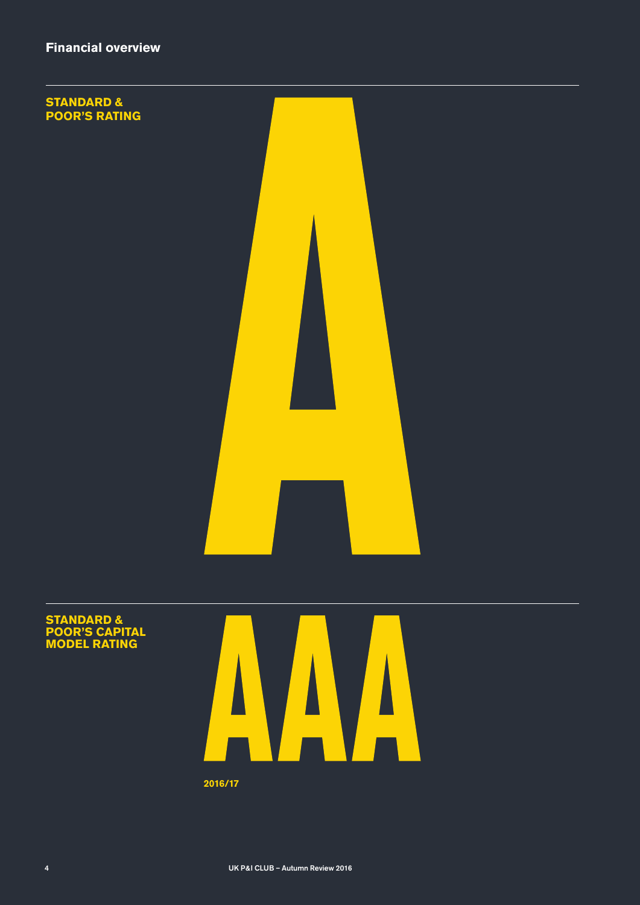## Financial overview

**STANDARD & POOR'S RATING**

# A

**STANDARD & POOR'S CAPITAL MODEL RATING**

# AAA

**2016/17**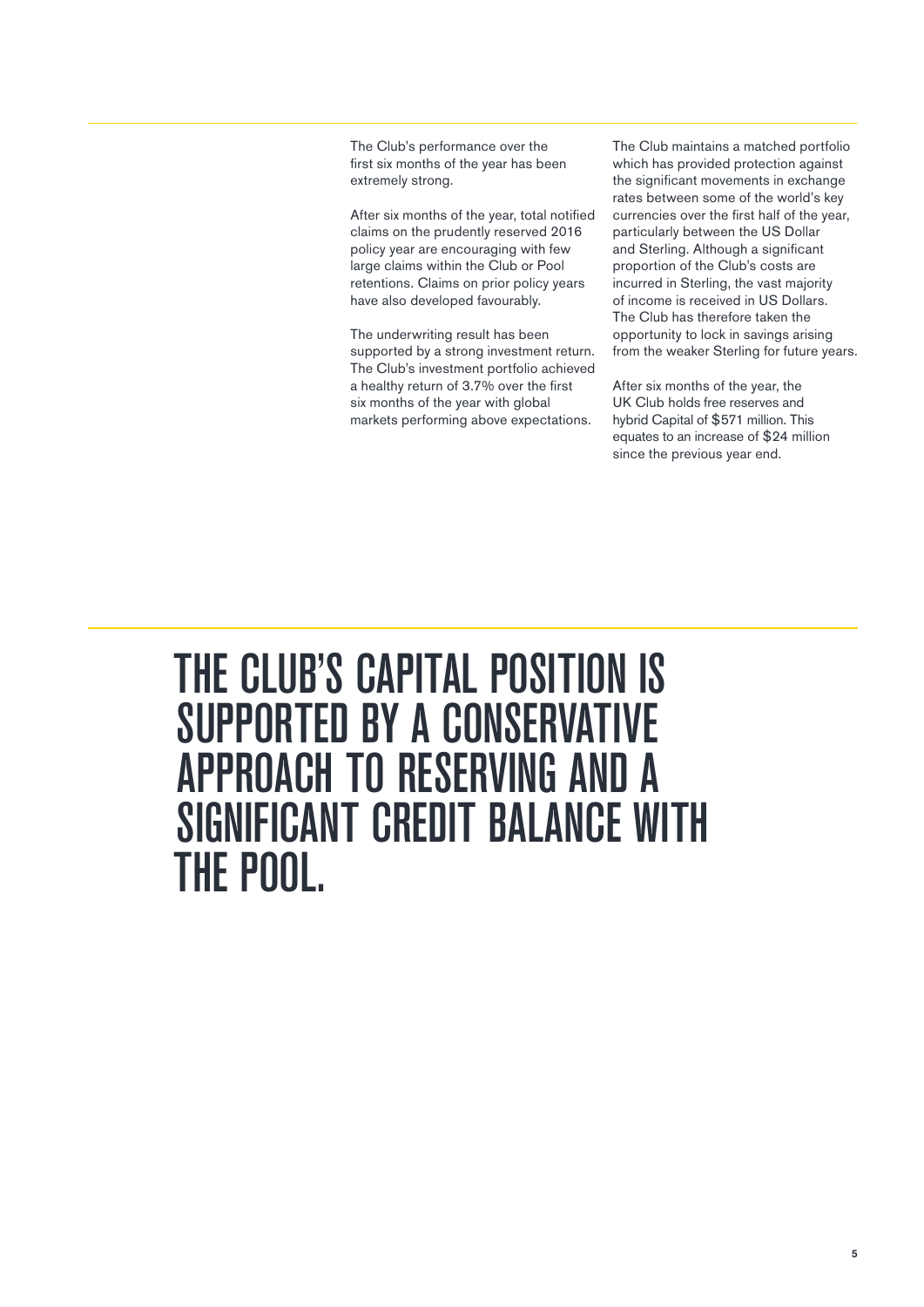The Club's performance over the first six months of the year has been extremely strong.

After six months of the year, total notified claims on the prudently reserved 2016 policy year are encouraging with few large claims within the Club or Pool retentions. Claims on prior policy years have also developed favourably.

The underwriting result has been supported by a strong investment return. The Club's investment portfolio achieved a healthy return of 3.7% over the first six months of the year with global markets performing above expectations.

The Club maintains a matched portfolio which has provided protection against the significant movements in exchange rates between some of the world's key currencies over the first half of the year, particularly between the US Dollar and Sterling. Although a significant proportion of the Club's costs are incurred in Sterling, the vast majority of income is received in US Dollars. The Club has therefore taken the opportunity to lock in savings arising from the weaker Sterling for future years.

After six months of the year, the UK Club holds free reserves and hybrid Capital of $571 million. This equates to an increase of $24 million since the previous year end.

# THE CLUB'S CAPITAL POSITION IS SUPPORTED BY A CONSERVATIVE APPROACH TO RESERVING AND A SIGNIFICANT CREDIT BALANCE WITH THE POOL.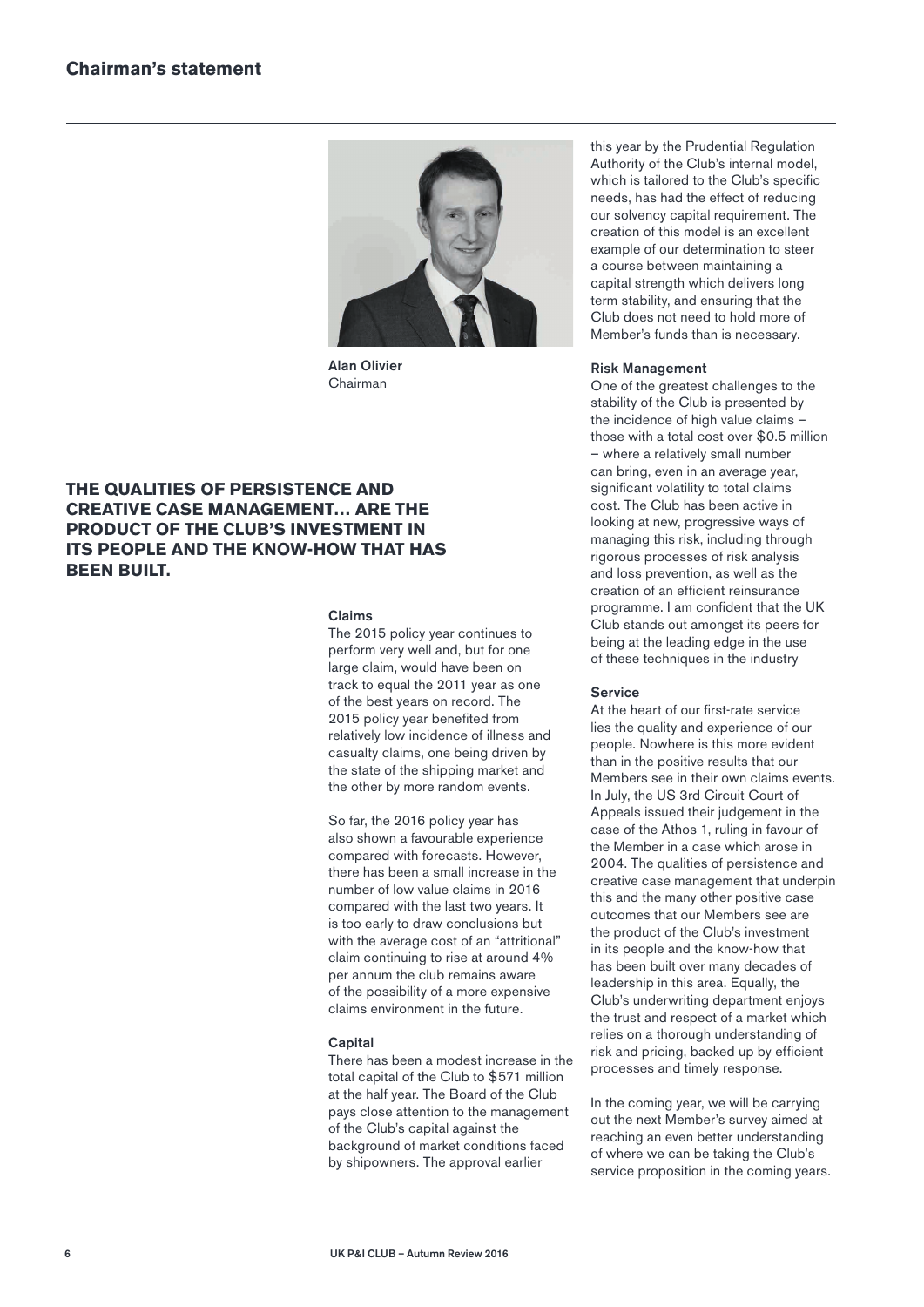# Chairman's statement

**Alan Olivier**
Chairman

**THE QUALITIES OF PERSISTENCE AND CREATIVE CASE MANAGEMENT… ARE THE PRODUCT OF THE CLUB'S INVESTMENT IN ITS PEOPLE AND THE KNOW-HOW THAT HAS BEEN BUILT.**

### Claims

The 2015 policy year continues to perform very well and, but for one large claim, would have been on track to equal the 2011 year as one of the best years on record. The 2015 policy year benefited from relatively low incidence of illness and casualty claims, one being driven by the state of the shipping market and the other by more random events.

So far, the 2016 policy year has also shown a favourable experience compared with forecasts. However, there has been a small increase in the number of low value claims in 2016 compared with the last two years. It is too early to draw conclusions but with the average cost of an "attritional" claim continuing to rise at around 4% per annum the club remains aware of the possibility of a more expensive claims environment in the future.

### Capital

There has been a modest increase in the total capital of the Club to $571 million at the half year. The Board of the Club pays close attention to the management of the Club's capital against the background of market conditions faced by shipowners. The approval earlier this year by the Prudential Regulation Authority of the Club's internal model, which is tailored to the Club's specific needs, has had the effect of reducing our solvency capital requirement. The creation of this model is an excellent example of our determination to steer a course between maintaining a capital strength which delivers long term stability, and ensuring that the Club does not need to hold more of Member's funds than is necessary.

### Risk Management

One of the greatest challenges to the stability of the Club is presented by the incidence of high value claims – those with a total cost over $0.5 million – where a relatively small number can bring, even in an average year, significant volatility to total claims cost. The Club has been active in looking at new, progressive ways of managing this risk, including through rigorous processes of risk analysis and loss prevention, as well as the creation of an efficient reinsurance programme. I am confident that the UK Club stands out amongst its peers for being at the leading edge in the use of these techniques in the industry

### Service

At the heart of our first-rate service lies the quality and experience of our people. Nowhere is this more evident than in the positive results that our Members see in their own claims events. In July, the US 3rd Circuit Court of Appeals issued their judgement in the case of the Athos 1, ruling in favour of the Member in a case which arose in 2004. The qualities of persistence and creative case management that underpin this and the many other positive case outcomes that our Members see are the product of the Club's investment in its people and the know-how that has been built over many decades of leadership in this area. Equally, the Club's underwriting department enjoys the trust and respect of a market which relies on a thorough understanding of risk and pricing, backed up by efficient processes and timely response.

In the coming year, we will be carrying out the next Member's survey aimed at reaching an even better understanding of where we can be taking the Club's service proposition in the coming years.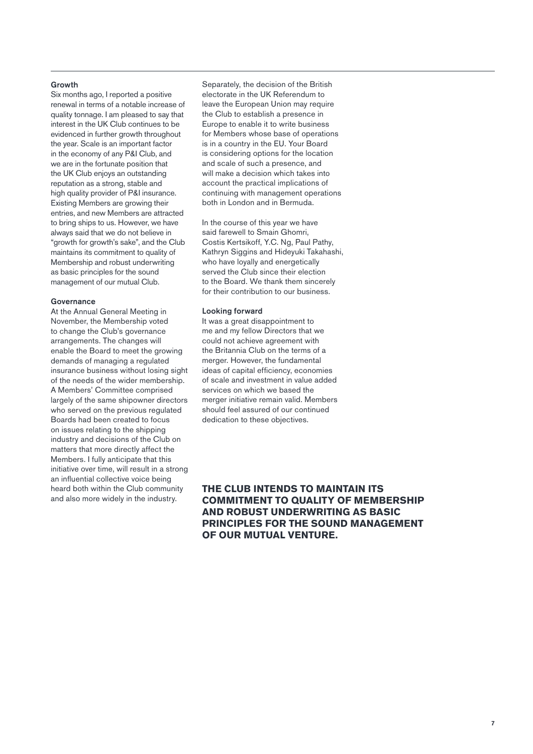### Growth

Six months ago, I reported a positive renewal in terms of a notable increase of quality tonnage. I am pleased to say that interest in the UK Club continues to be evidenced in further growth throughout the year. Scale is an important factor in the economy of any P&I Club, and we are in the fortunate position that the UK Club enjoys an outstanding reputation as a strong, stable and high quality provider of P&I insurance. Existing Members are growing their entries, and new Members are attracted to bring ships to us. However, we have always said that we do not believe in "growth for growth's sake", and the Club maintains its commitment to quality of Membership and robust underwriting as basic principles for the sound management of our mutual Club.

### Governance

At the Annual General Meeting in November, the Membership voted to change the Club's governance arrangements. The changes will enable the Board to meet the growing demands of managing a regulated insurance business without losing sight of the needs of the wider membership. A Members' Committee comprised largely of the same shipowner directors who served on the previous regulated Boards had been created to focus on issues relating to the shipping industry and decisions of the Club on matters that more directly affect the Members. I fully anticipate that this initiative over time, will result in a strong an influential collective voice being heard both within the Club community and also more widely in the industry.

Separately, the decision of the British electorate in the UK Referendum to leave the European Union may require the Club to establish a presence in Europe to enable it to write business for Members whose base of operations is in a country in the EU. Your Board is considering options for the location and scale of such a presence, and will make a decision which takes into account the practical implications of continuing with management operations both in London and in Bermuda.

In the course of this year we have said farewell to Smain Ghomri, Costis Kertsikoff, Y.C. Ng, Paul Pathy, Kathryn Siggins and Hideyuki Takahashi, who have loyally and energetically served the Club since their election to the Board. We thank them sincerely for their contribution to our business.

### Looking forward

It was a great disappointment to me and my fellow Directors that we could not achieve agreement with the Britannia Club on the terms of a merger. However, the fundamental ideas of capital efficiency, economies of scale and investment in value added services on which we based the merger initiative remain valid. Members should feel assured of our continued dedication to these objectives.

**THE CLUB INTENDS TO MAINTAIN ITS COMMITMENT TO QUALITY OF MEMBERSHIP AND ROBUST UNDERWRITING AS BASIC PRINCIPLES FOR THE SOUND MANAGEMENT OF OUR MUTUAL VENTURE.**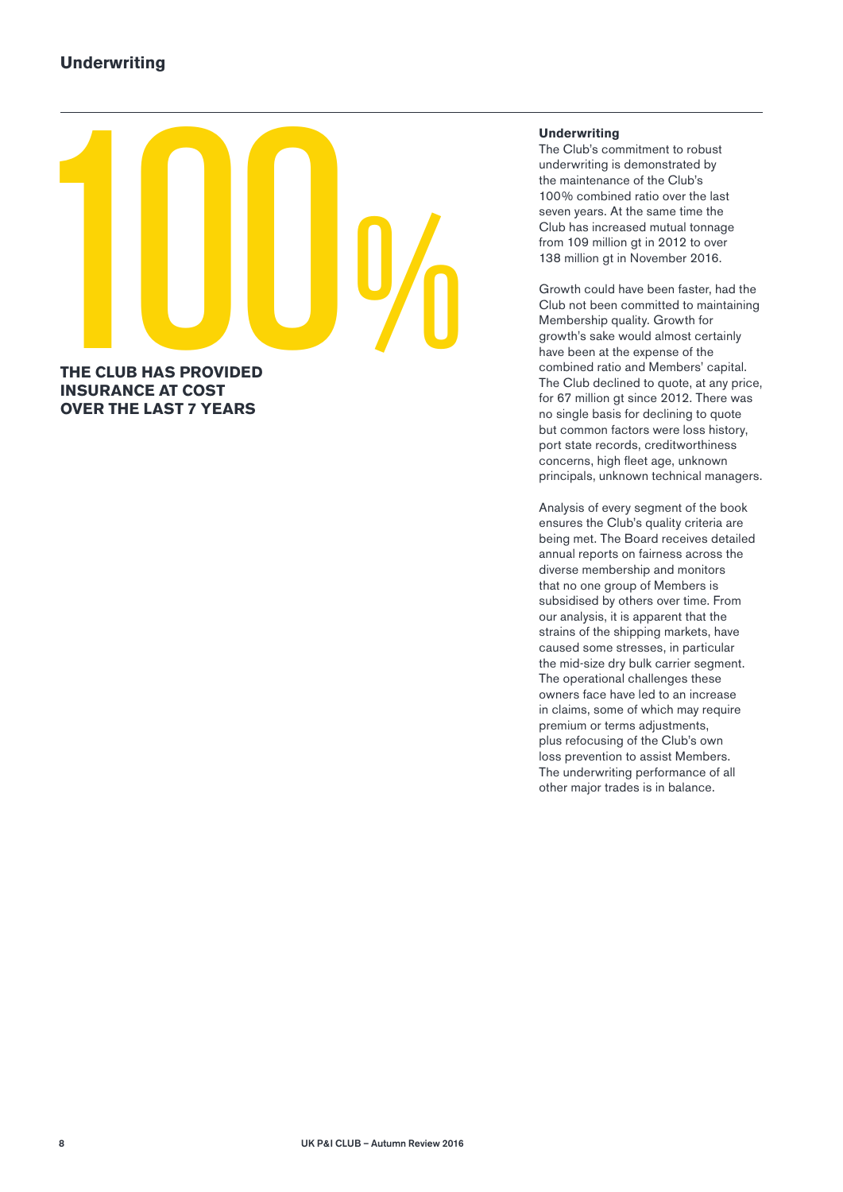# Underwriting

100%

**THE CLUB HAS PROVIDED INSURANCE AT COST OVER THE LAST 7 YEARS**

### Underwriting

The Club's commitment to robust underwriting is demonstrated by the maintenance of the Club's 100% combined ratio over the last seven years. At the same time the Club has increased mutual tonnage from 109 million gt in 2012 to over 138 million gt in November 2016.

Growth could have been faster, had the Club not been committed to maintaining Membership quality. Growth for growth's sake would almost certainly have been at the expense of the combined ratio and Members' capital. The Club declined to quote, at any price, for 67 million gt since 2012. There was no single basis for declining to quote but common factors were loss history, port state records, creditworthiness concerns, high fleet age, unknown principals, unknown technical managers.

Analysis of every segment of the book ensures the Club's quality criteria are being met. The Board receives detailed annual reports on fairness across the diverse membership and monitors that no one group of Members is subsidised by others over time. From our analysis, it is apparent that the strains of the shipping markets, have caused some stresses, in particular the mid-size dry bulk carrier segment. The operational challenges these owners face have led to an increase in claims, some of which may require premium or terms adjustments, plus refocusing of the Club's own loss prevention to assist Members. The underwriting performance of all other major trades is in balance.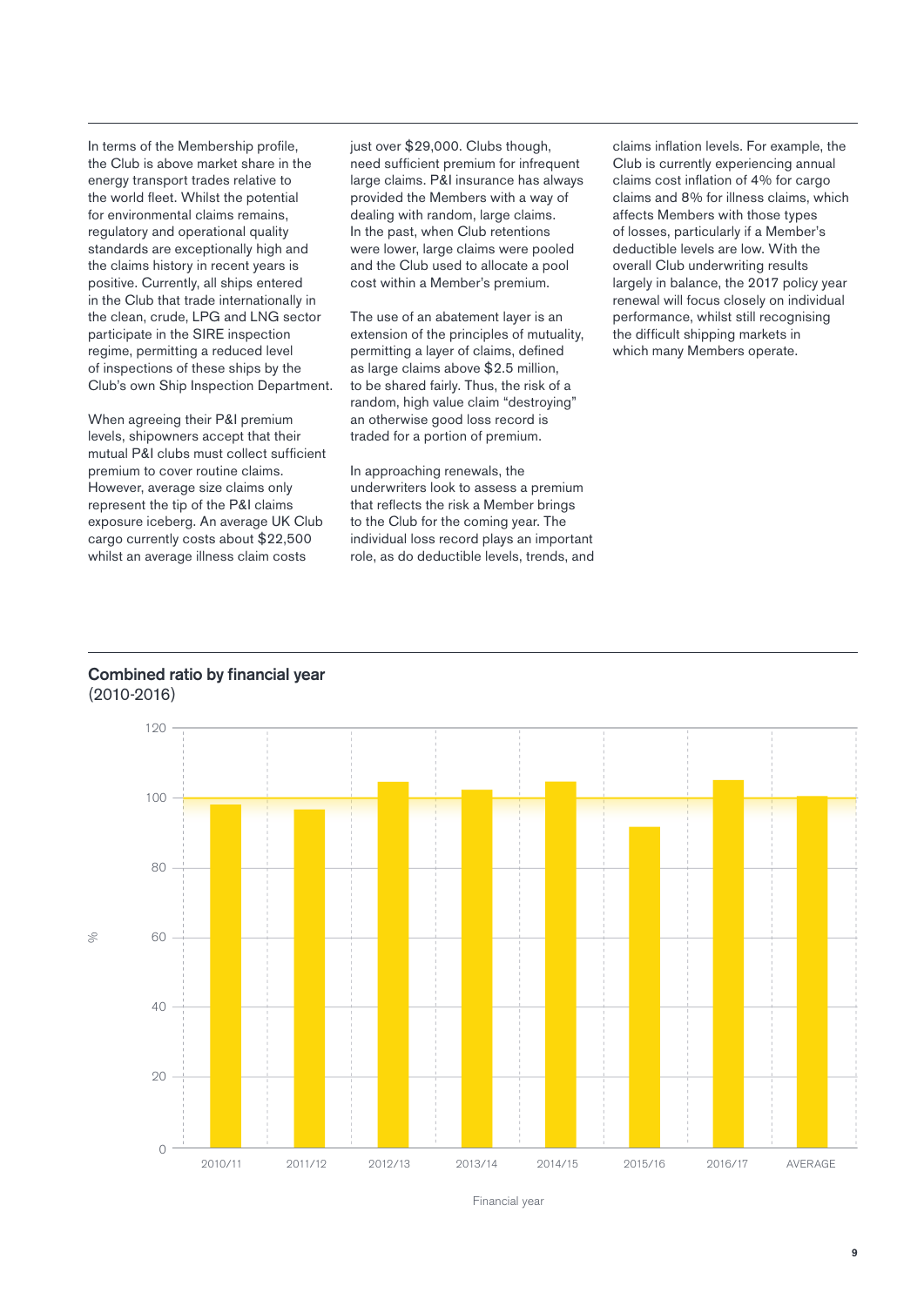In terms of the Membership profile, the Club is above market share in the energy transport trades relative to the world fleet. Whilst the potential for environmental claims remains, regulatory and operational quality standards are exceptionally high and the claims history in recent years is positive. Currently, all ships entered in the Club that trade internationally in the clean, crude, LPG and LNG sector participate in the SIRE inspection regime, permitting a reduced level of inspections of these ships by the Club's own Ship Inspection Department.

When agreeing their P&I premium levels, shipowners accept that their mutual P&I clubs must collect sufficient premium to cover routine claims. However, average size claims only represent the tip of the P&I claims exposure iceberg. An average UK Club cargo currently costs about $22,500 whilst an average illness claim costs just over $29,000. Clubs though, need sufficient premium for infrequent large claims. P&I insurance has always provided the Members with a way of dealing with random, large claims. In the past, when Club retentions were lower, large claims were pooled and the Club used to allocate a pool cost within a Member's premium.

The use of an abatement layer is an extension of the principles of mutuality, permitting a layer of claims, defined as large claims above $2.5 million, to be shared fairly. Thus, the risk of a random, high value claim "destroying" an otherwise good loss record is traded for a portion of premium.

In approaching renewals, the underwriters look to assess a premium that reflects the risk a Member brings to the Club for the coming year. The individual loss record plays an important role, as do deductible levels, trends, and claims inflation levels. For example, the Club is currently experiencing annual claims cost inflation of 4% for cargo claims and 8% for illness claims, which affects Members with those types of losses, particularly if a Member's deductible levels are low. With the overall Club underwriting results largely in balance, the 2017 policy year renewal will focus closely on individual performance, whilst still recognising the difficult shipping markets in which many Members operate.

**Combined ratio by financial year**
(2010-2016)

| Financial year | Combined ratio (%) (approx.) |
|---|---|
| 2010/11 | 98 |
| 2011/12 | 97 |
| 2012/13 | 105 |
| 2013/14 | 102 |
| 2014/15 | 105 |
| 2015/16 | 92 |
| 2016/17 | 105 |
| AVERAGE | 101 |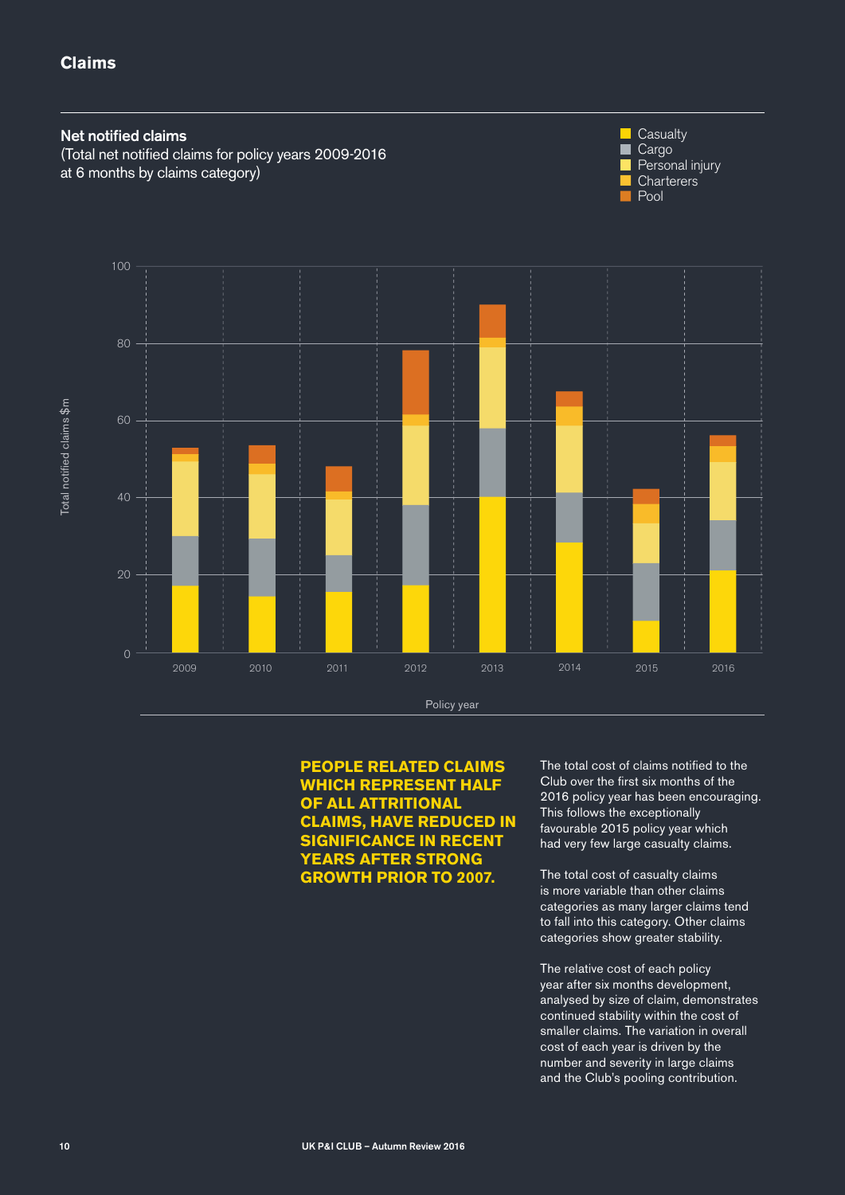## Claims

### Net notified claims

(Total net notified claims for policy years 2009-2016 at 6 months by claims category)

**PEOPLE RELATED CLAIMS WHICH REPRESENT HALF OF ALL ATTRITIONAL CLAIMS, HAVE REDUCED IN SIGNIFICANCE IN RECENT YEARS AFTER STRONG GROWTH PRIOR TO 2007.**

The total cost of claims notified to the Club over the first six months of the 2016 policy year has been encouraging. This follows the exceptionally favourable 2015 policy year which had very few large casualty claims.

The total cost of casualty claims is more variable than other claims categories as many larger claims tend to fall into this category. Other claims categories show greater stability.

The relative cost of each policy year after six months development, analysed by size of claim, demonstrates continued stability within the cost of smaller claims. The variation in overall cost of each year is driven by the number and severity in large claims and the Club's pooling contribution.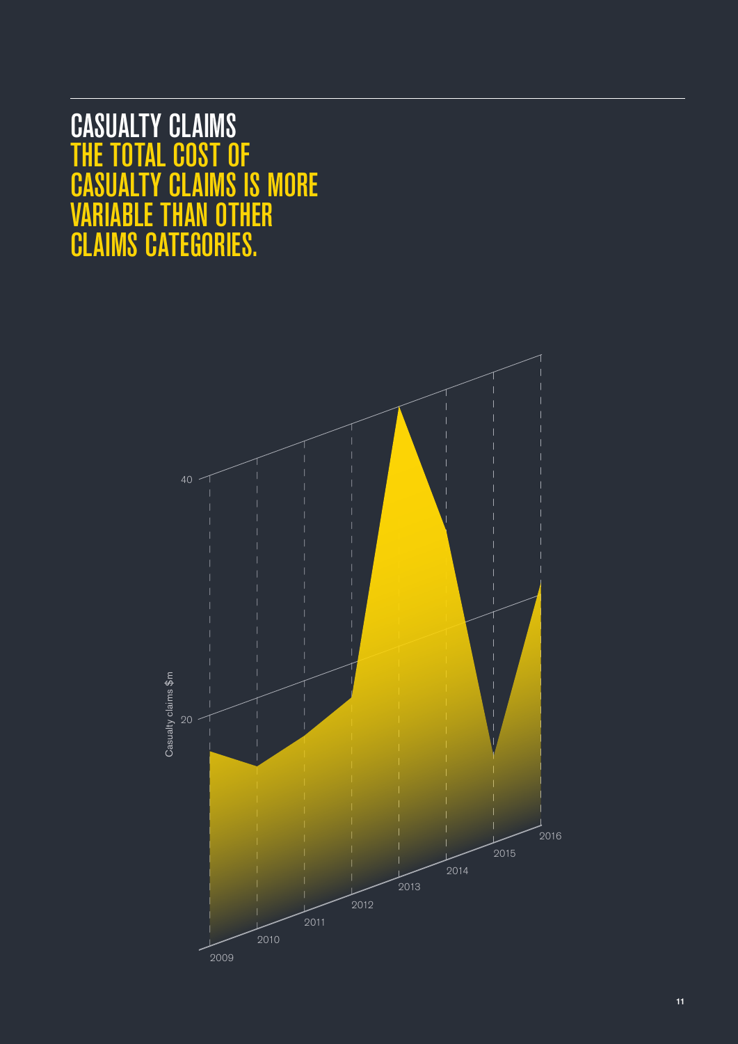# CASUALTY CLAIMS

## THE TOTAL COST OF CASUALTY CLAIMS IS MORE VARIABLE THAN OTHER CLAIMS CATEGORIES.

Casualty claims $m

40

20

2009 2010 2011 2012 2013 2014 2015 2016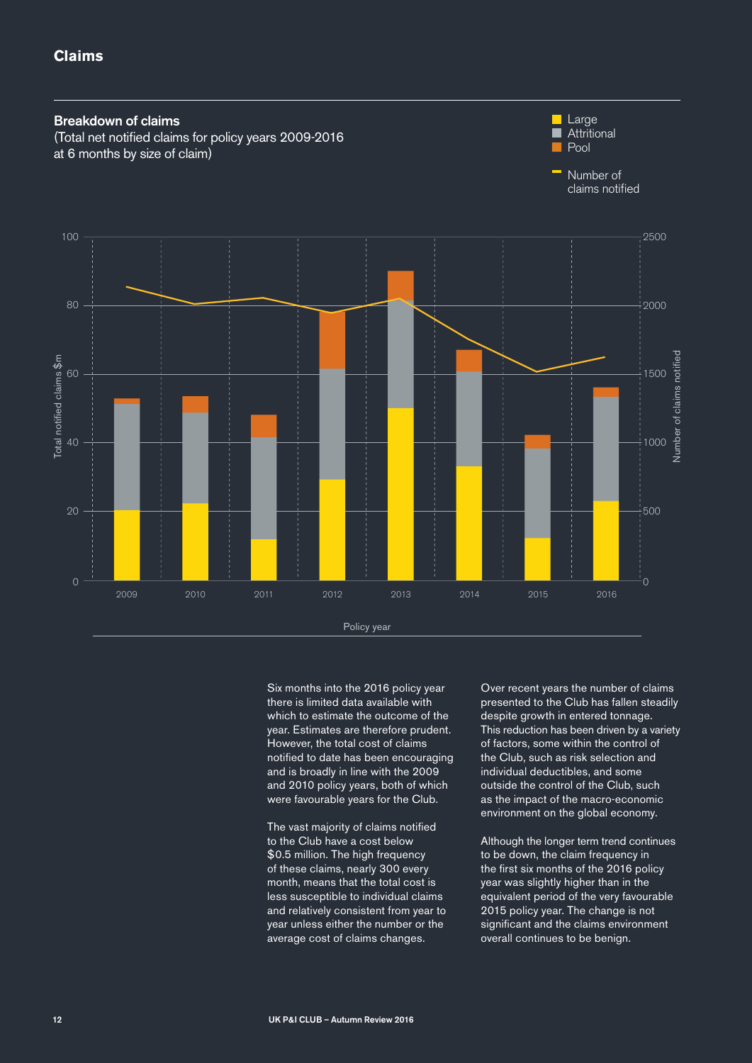## Claims

### Breakdown of claims

(Total net notified claims for policy years 2009-2016 at 6 months by size of claim)

Six months into the 2016 policy year there is limited data available with which to estimate the outcome of the year. Estimates are therefore prudent. However, the total cost of claims notified to date has been encouraging and is broadly in line with the 2009 and 2010 policy years, both of which were favourable years for the Club.

The vast majority of claims notified to the Club have a cost below $0.5 million. The high frequency of these claims, nearly 300 every month, means that the total cost is less susceptible to individual claims and relatively consistent from year to year unless either the number or the average cost of claims changes.

Over recent years the number of claims presented to the Club has fallen steadily despite growth in entered tonnage. This reduction has been driven by a variety of factors, some within the control of the Club, such as risk selection and individual deductibles, and some outside the control of the Club, such as the impact of the macro-economic environment on the global economy.

Although the longer term trend continues to be down, the claim frequency in the first six months of the 2016 policy year was slightly higher than in the equivalent period of the very favourable 2015 policy year. The change is not significant and the claims environment overall continues to be benign.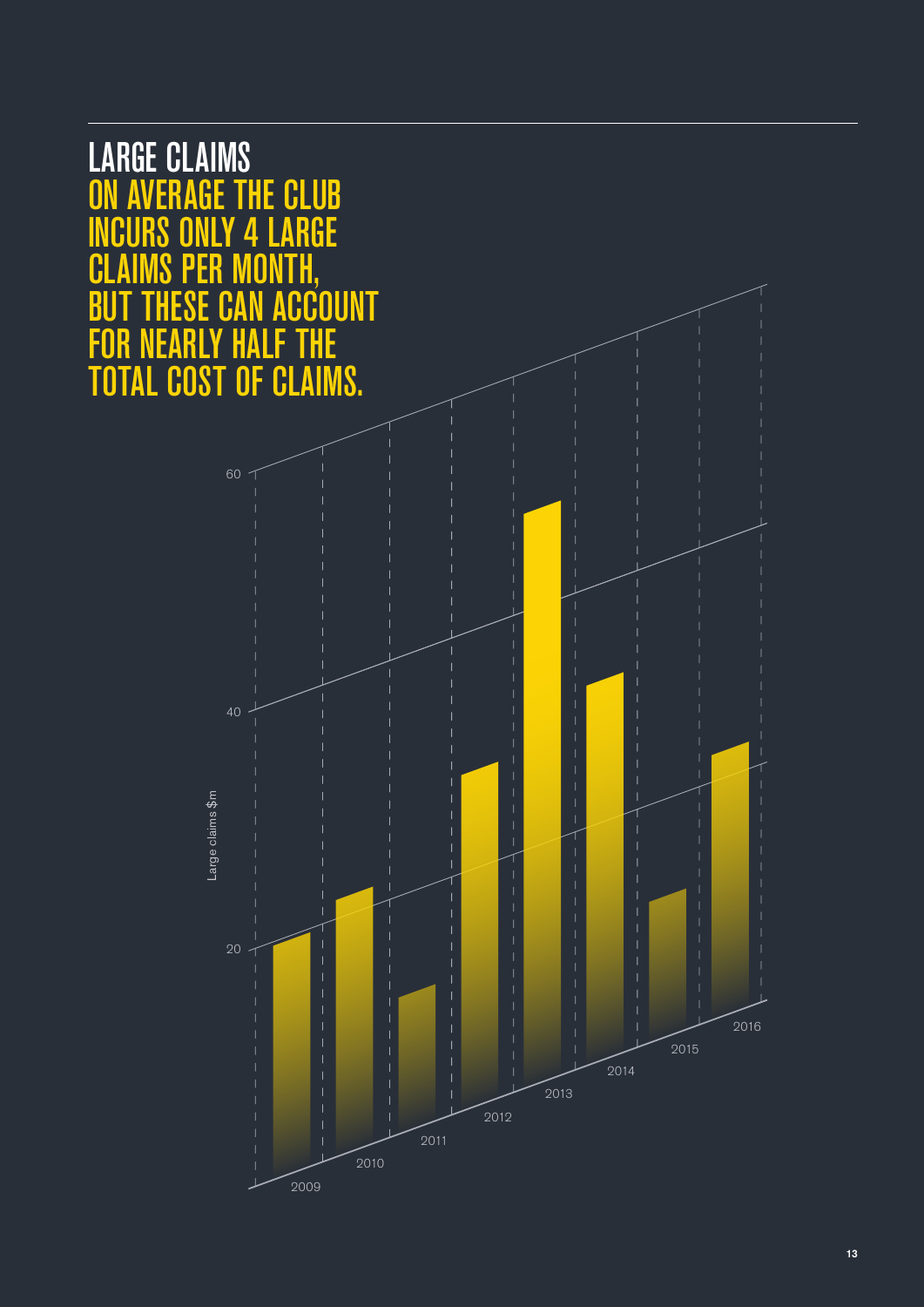# LARGE CLAIMS

## ON AVERAGE THE CLUB INCURS ONLY 4 LARGE CLAIMS PER MONTH, BUT THESE CAN ACCOUNT FOR NEARLY HALF THE TOTAL COST OF CLAIMS.

Large claims $m

60

40

20

2009 2010 2011 2012 2013 2014 2015 2016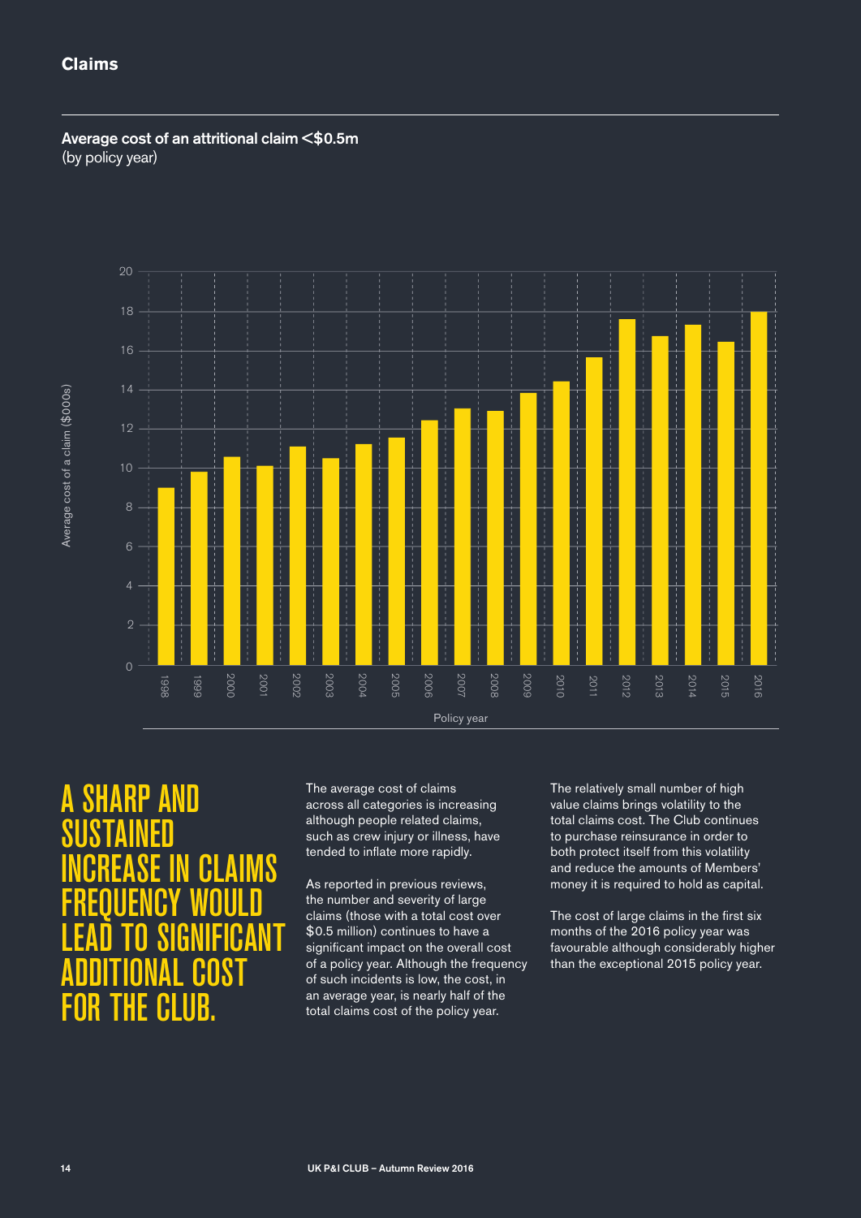## Claims

**Average cost of an attritional claim <$0.5m**
(by policy year)

# A SHARP AND SUSTAINED INCREASE IN CLAIMS FREQUENCY WOULD LEAD TO SIGNIFICANT ADDITIONAL COST FOR THE CLUB.

The average cost of claims across all categories is increasing although people related claims, such as crew injury or illness, have tended to inflate more rapidly.

As reported in previous reviews, the number and severity of large claims (those with a total cost over $0.5 million) continues to have a significant impact on the overall cost of a policy year. Although the frequency of such incidents is low, the cost, in an average year, is nearly half of the total claims cost of the policy year.

The relatively small number of high value claims brings volatility to the total claims cost. The Club continues to purchase reinsurance in order to both protect itself from this volatility and reduce the amounts of Members' money it is required to hold as capital.

The cost of large claims in the first six months of the 2016 policy year was favourable although considerably higher than the exceptional 2015 policy year.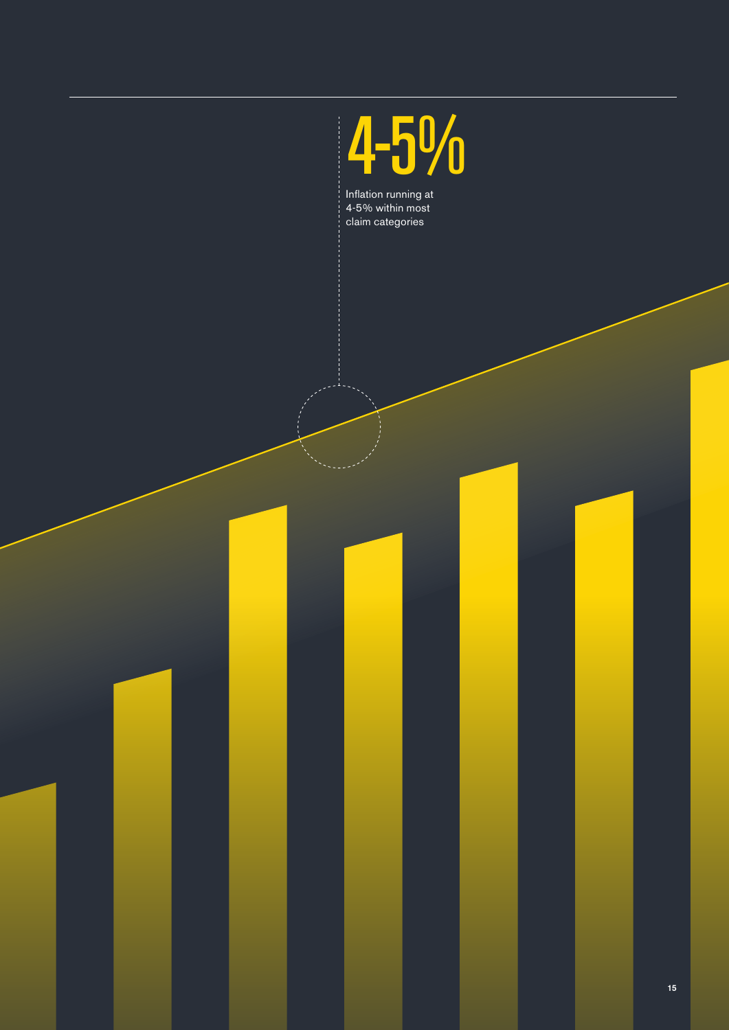# 4-5%

Inflation running at 4-5% within most claim categories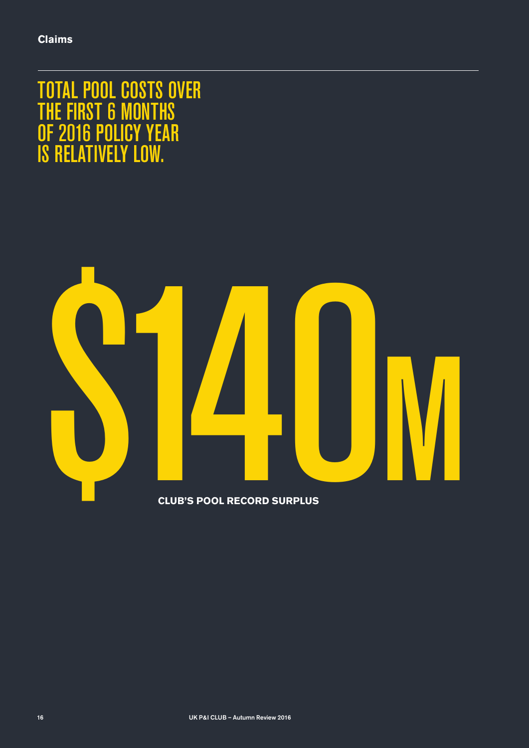Claims

# TOTAL POOL COSTS OVER THE FIRST 6 MONTHS OF 2016 POLICY YEAR IS RELATIVELY LOW.

# $140M

**CLUB'S POOL RECORD SURPLUS**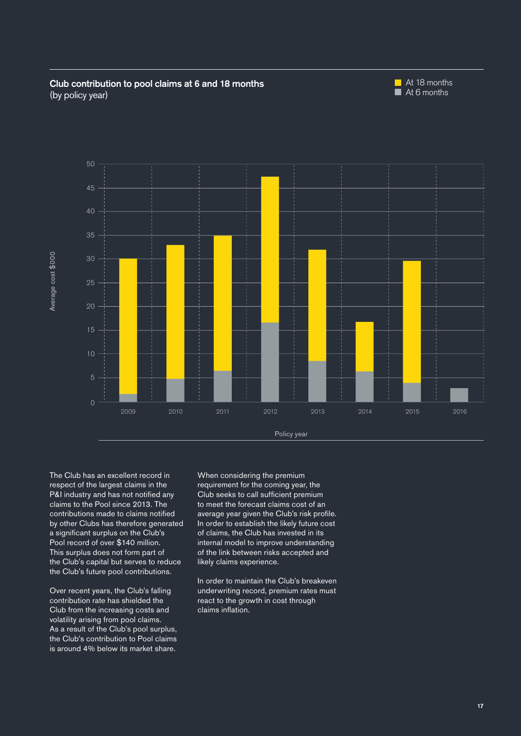**Club contribution to pool claims at 6 and 18 months**
(by policy year)

At 18 months
At 6 months

Average cost $000

Policy year

2009 2010 2011 2012 2013 2014 2015 2016

The Club has an excellent record in respect of the largest claims in the P&I industry and has not notified any claims to the Pool since 2013. The contributions made to claims notified by other Clubs has therefore generated a significant surplus on the Club's Pool record of over $140 million. This surplus does not form part of the Club's capital but serves to reduce the Club's future pool contributions.

Over recent years, the Club's falling contribution rate has shielded the Club from the increasing costs and volatility arising from pool claims. As a result of the Club's pool surplus, the Club's contribution to Pool claims is around 4% below its market share.

When considering the premium requirement for the coming year, the Club seeks to call sufficient premium to meet the forecast claims cost of an average year given the Club's risk profile. In order to establish the likely future cost of claims, the Club has invested in its internal model to improve understanding of the link between risks accepted and likely claims experience.

In order to maintain the Club's breakeven underwriting record, premium rates must react to the growth in cost through claims inflation.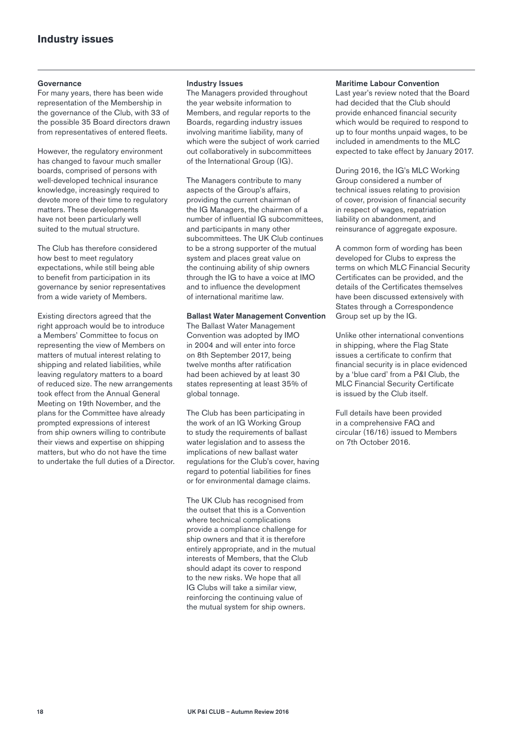# Industry issues

### Governance

For many years, there has been wide representation of the Membership in the governance of the Club, with 33 of the possible 35 Board directors drawn from representatives of entered fleets.

However, the regulatory environment has changed to favour much smaller boards, comprised of persons with well-developed technical insurance knowledge, increasingly required to devote more of their time to regulatory matters. These developments have not been particularly well suited to the mutual structure.

The Club has therefore considered how best to meet regulatory expectations, while still being able to benefit from participation in its governance by senior representatives from a wide variety of Members.

Existing directors agreed that the right approach would be to introduce a Members' Committee to focus on representing the view of Members on matters of mutual interest relating to shipping and related liabilities, while leaving regulatory matters to a board of reduced size. The new arrangements took effect from the Annual General Meeting on 19th November, and the plans for the Committee have already prompted expressions of interest from ship owners willing to contribute their views and expertise on shipping matters, but who do not have the time to undertake the full duties of a Director.

### Industry Issues

The Managers provided throughout the year website information to Members, and regular reports to the Boards, regarding industry issues involving maritime liability, many of which were the subject of work carried out collaboratively in subcommittees of the International Group (IG).

The Managers contribute to many aspects of the Group's affairs, providing the current chairman of the IG Managers, the chairmen of a number of influential IG subcommittees, and participants in many other subcommittees. The UK Club continues to be a strong supporter of the mutual system and places great value on the continuing ability of ship owners through the IG to have a voice at IMO and to influence the development of international maritime law.

### Ballast Water Management Convention

The Ballast Water Management Convention was adopted by IMO in 2004 and will enter into force on 8th September 2017, being twelve months after ratification had been achieved by at least 30 states representing at least 35% of global tonnage.

The Club has been participating in the work of an IG Working Group to study the requirements of ballast water legislation and to assess the implications of new ballast water regulations for the Club's cover, having regard to potential liabilities for fines or for environmental damage claims.

The UK Club has recognised from the outset that this is a Convention where technical complications provide a compliance challenge for ship owners and that it is therefore entirely appropriate, and in the mutual interests of Members, that the Club should adapt its cover to respond to the new risks. We hope that all IG Clubs will take a similar view, reinforcing the continuing value of the mutual system for ship owners.

### Maritime Labour Convention

Last year's review noted that the Board had decided that the Club should provide enhanced financial security which would be required to respond to up to four months unpaid wages, to be included in amendments to the MLC expected to take effect by January 2017.

During 2016, the IG's MLC Working Group considered a number of technical issues relating to provision of cover, provision of financial security in respect of wages, repatriation liability on abandonment, and reinsurance of aggregate exposure.

A common form of wording has been developed for Clubs to express the terms on which MLC Financial Security Certificates can be provided, and the details of the Certificates themselves have been discussed extensively with States through a Correspondence Group set up by the IG.

Unlike other international conventions in shipping, where the Flag State issues a certificate to confirm that financial security is in place evidenced by a 'blue card' from a P&I Club, the MLC Financial Security Certificate is issued by the Club itself.

Full details have been provided in a comprehensive FAQ and circular (16/16) issued to Members on 7th October 2016.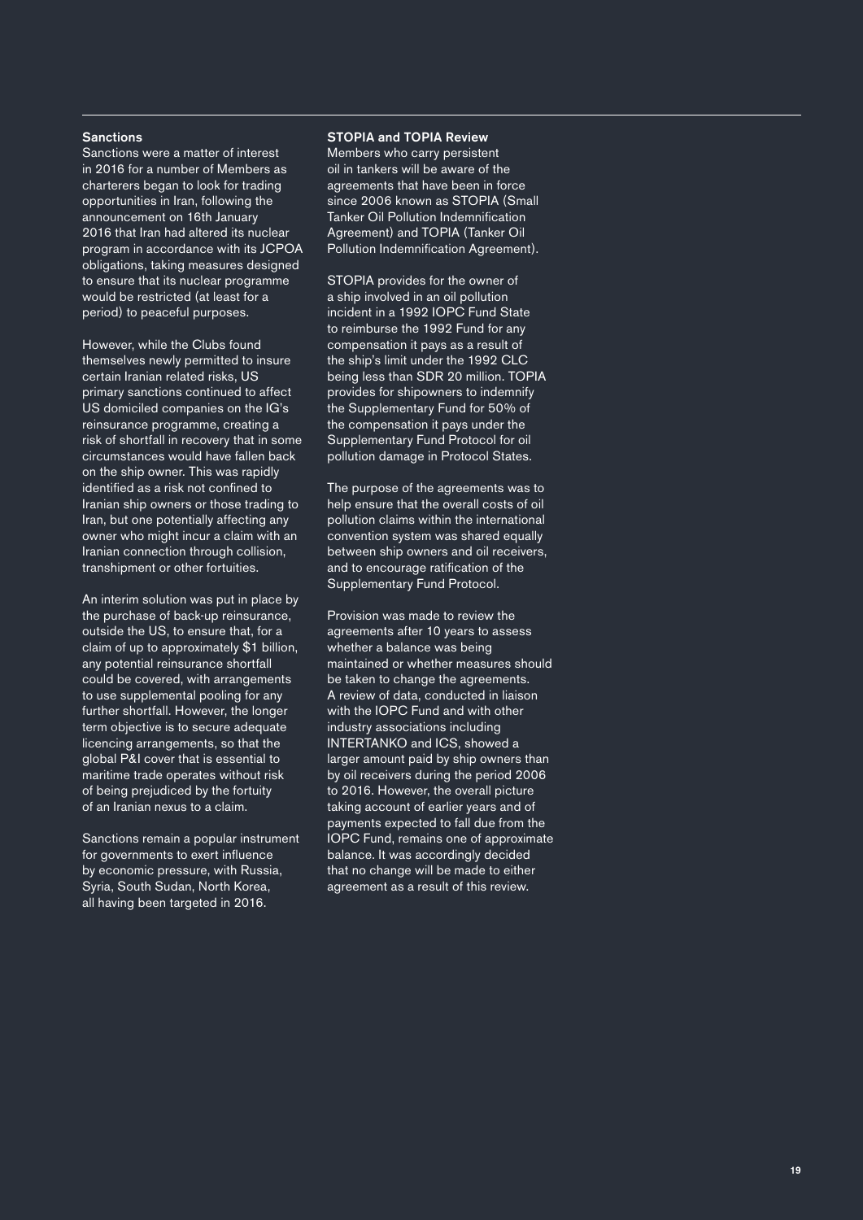## Sanctions

Sanctions were a matter of interest in 2016 for a number of Members as charterers began to look for trading opportunities in Iran, following the announcement on 16th January 2016 that Iran had altered its nuclear program in accordance with its JCPOA obligations, taking measures designed to ensure that its nuclear programme would be restricted (at least for a period) to peaceful purposes.

However, while the Clubs found themselves newly permitted to insure certain Iranian related risks, US primary sanctions continued to affect US domiciled companies on the IG's reinsurance programme, creating a risk of shortfall in recovery that in some circumstances would have fallen back on the ship owner. This was rapidly identified as a risk not confined to Iranian ship owners or those trading to Iran, but one potentially affecting any owner who might incur a claim with an Iranian connection through collision, transhipment or other fortuities.

An interim solution was put in place by the purchase of back-up reinsurance, outside the US, to ensure that, for a claim of up to approximately $1 billion, any potential reinsurance shortfall could be covered, with arrangements to use supplemental pooling for any further shortfall. However, the longer term objective is to secure adequate licencing arrangements, so that the global P&I cover that is essential to maritime trade operates without risk of being prejudiced by the fortuity of an Iranian nexus to a claim.

Sanctions remain a popular instrument for governments to exert influence by economic pressure, with Russia, Syria, South Sudan, North Korea, all having been targeted in 2016.

## STOPIA and TOPIA Review

Members who carry persistent oil in tankers will be aware of the agreements that have been in force since 2006 known as STOPIA (Small Tanker Oil Pollution Indemnification Agreement) and TOPIA (Tanker Oil Pollution Indemnification Agreement).

STOPIA provides for the owner of a ship involved in an oil pollution incident in a 1992 IOPC Fund State to reimburse the 1992 Fund for any compensation it pays as a result of the ship's limit under the 1992 CLC being less than SDR 20 million. TOPIA provides for shipowners to indemnify the Supplementary Fund for 50% of the compensation it pays under the Supplementary Fund Protocol for oil pollution damage in Protocol States.

The purpose of the agreements was to help ensure that the overall costs of oil pollution claims within the international convention system was shared equally between ship owners and oil receivers, and to encourage ratification of the Supplementary Fund Protocol.

Provision was made to review the agreements after 10 years to assess whether a balance was being maintained or whether measures should be taken to change the agreements. A review of data, conducted in liaison with the IOPC Fund and with other industry associations including INTERTANKO and ICS, showed a larger amount paid by ship owners than by oil receivers during the period 2006 to 2016. However, the overall picture taking account of earlier years and of payments expected to fall due from the IOPC Fund, remains one of approximate balance. It was accordingly decided that no change will be made to either agreement as a result of this review.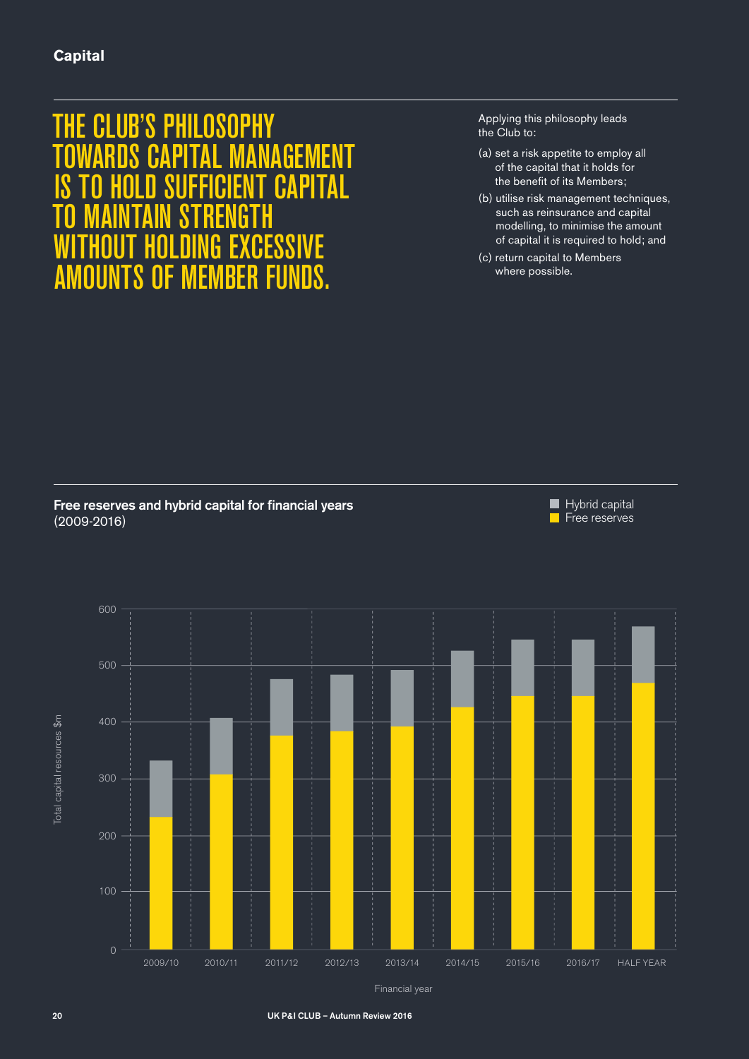## Capital

# THE CLUB'S PHILOSOPHY TOWARDS CAPITAL MANAGEMENT IS TO HOLD SUFFICIENT CAPITAL TO MAINTAIN STRENGTH WITHOUT HOLDING EXCESSIVE AMOUNTS OF MEMBER FUNDS.

Applying this philosophy leads the Club to:

(a) set a risk appetite to employ all of the capital that it holds for the benefit of its Members;

(b) utilise risk management techniques, such as reinsurance and capital modelling, to minimise the amount of capital it is required to hold; and

(c) return capital to Members where possible.

**Free reserves and hybrid capital for financial years** (2009-2016)

Hybrid capital
Free reserves

Total capital resources $m

0, 100, 200, 300, 400, 500, 600

2009/10, 2010/11, 2011/12, 2012/13, 2013/14, 2014/15, 2015/16, 2016/17, HALF YEAR

Financial year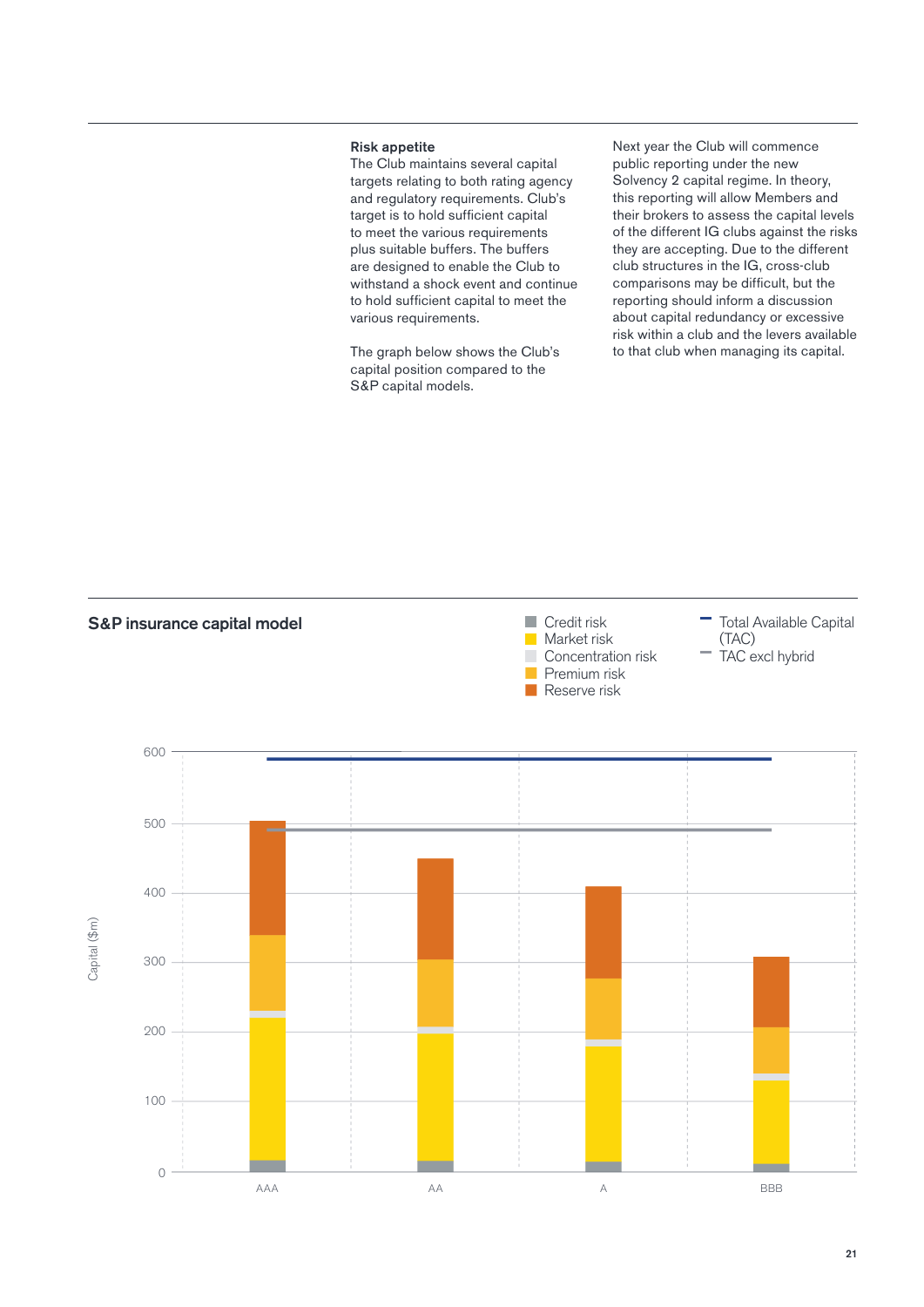### Risk appetite

The Club maintains several capital targets relating to both rating agency and regulatory requirements. Club's target is to hold sufficient capital to meet the various requirements plus suitable buffers. The buffers are designed to enable the Club to withstand a shock event and continue to hold sufficient capital to meet the various requirements.

The graph below shows the Club's capital position compared to the S&P capital models.

Next year the Club will commence public reporting under the new Solvency 2 capital regime. In theory, this reporting will allow Members and their brokers to assess the capital levels of the different IG clubs against the risks they are accepting. Due to the different club structures in the IG, cross-club comparisons may be difficult, but the reporting should inform a discussion about capital redundancy or excessive risk within a club and the levers available to that club when managing its capital.

## S&P insurance capital model

Legend: Credit risk; Market risk; Concentration risk; Premium risk; Reserve risk; Total Available Capital (TAC); TAC excl hybrid

Capital ($m): 0, 100, 200, 300, 400, 500, 600

AAA, AA, A, BBB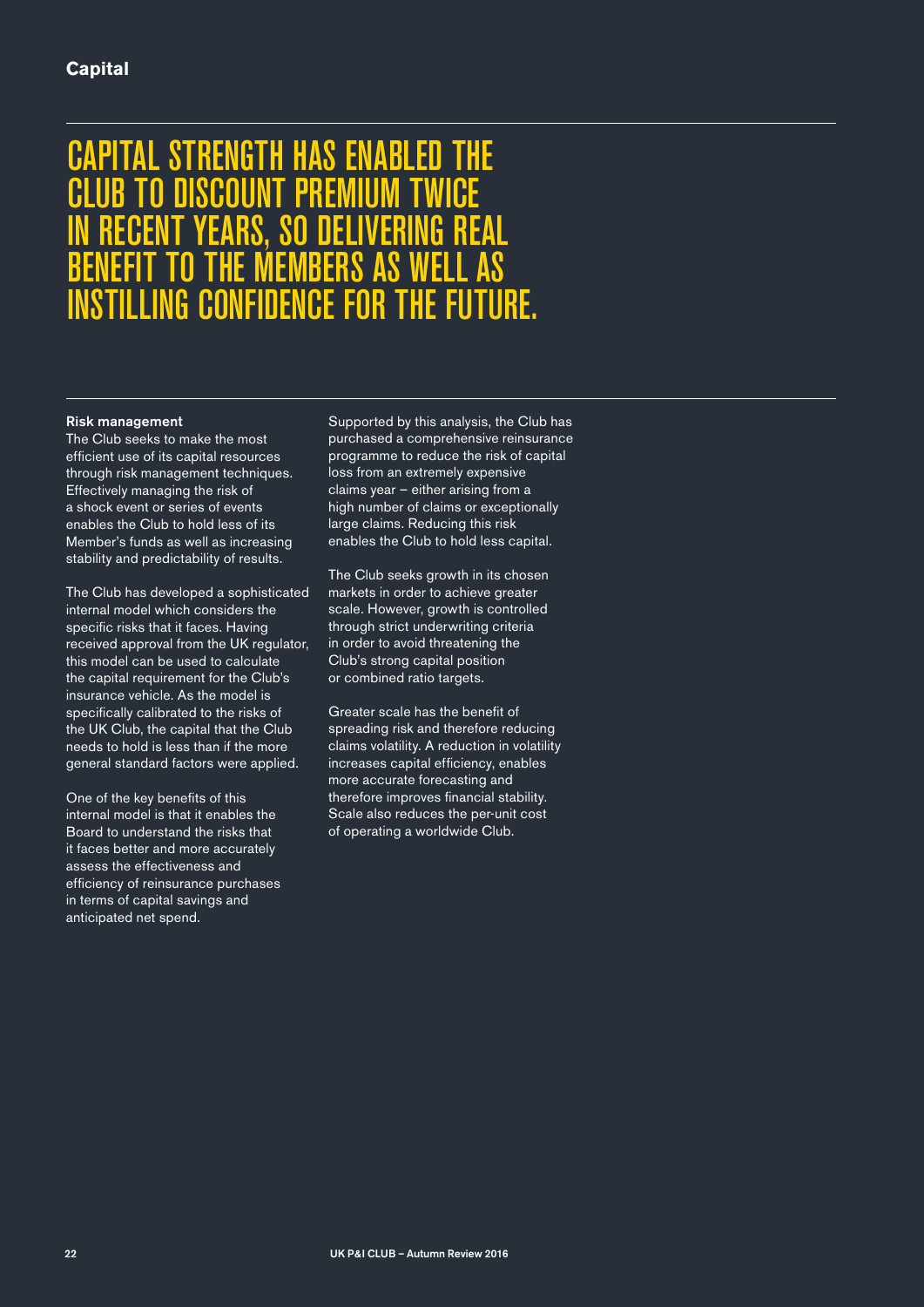## Capital

# CAPITAL STRENGTH HAS ENABLED THE CLUB TO DISCOUNT PREMIUM TWICE IN RECENT YEARS, SO DELIVERING REAL BENEFIT TO THE MEMBERS AS WELL AS INSTILLING CONFIDENCE FOR THE FUTURE.

**Risk management**

The Club seeks to make the most efficient use of its capital resources through risk management techniques. Effectively managing the risk of a shock event or series of events enables the Club to hold less of its Member's funds as well as increasing stability and predictability of results.

The Club has developed a sophisticated internal model which considers the specific risks that it faces. Having received approval from the UK regulator, this model can be used to calculate the capital requirement for the Club's insurance vehicle. As the model is specifically calibrated to the risks of the UK Club, the capital that the Club needs to hold is less than if the more general standard factors were applied.

One of the key benefits of this internal model is that it enables the Board to understand the risks that it faces better and more accurately assess the effectiveness and efficiency of reinsurance purchases in terms of capital savings and anticipated net spend.

Supported by this analysis, the Club has purchased a comprehensive reinsurance programme to reduce the risk of capital loss from an extremely expensive claims year – either arising from a high number of claims or exceptionally large claims. Reducing this risk enables the Club to hold less capital.

The Club seeks growth in its chosen markets in order to achieve greater scale. However, growth is controlled through strict underwriting criteria in order to avoid threatening the Club's strong capital position or combined ratio targets.

Greater scale has the benefit of spreading risk and therefore reducing claims volatility. A reduction in volatility increases capital efficiency, enables more accurate forecasting and therefore improves financial stability. Scale also reduces the per-unit cost of operating a worldwide Club.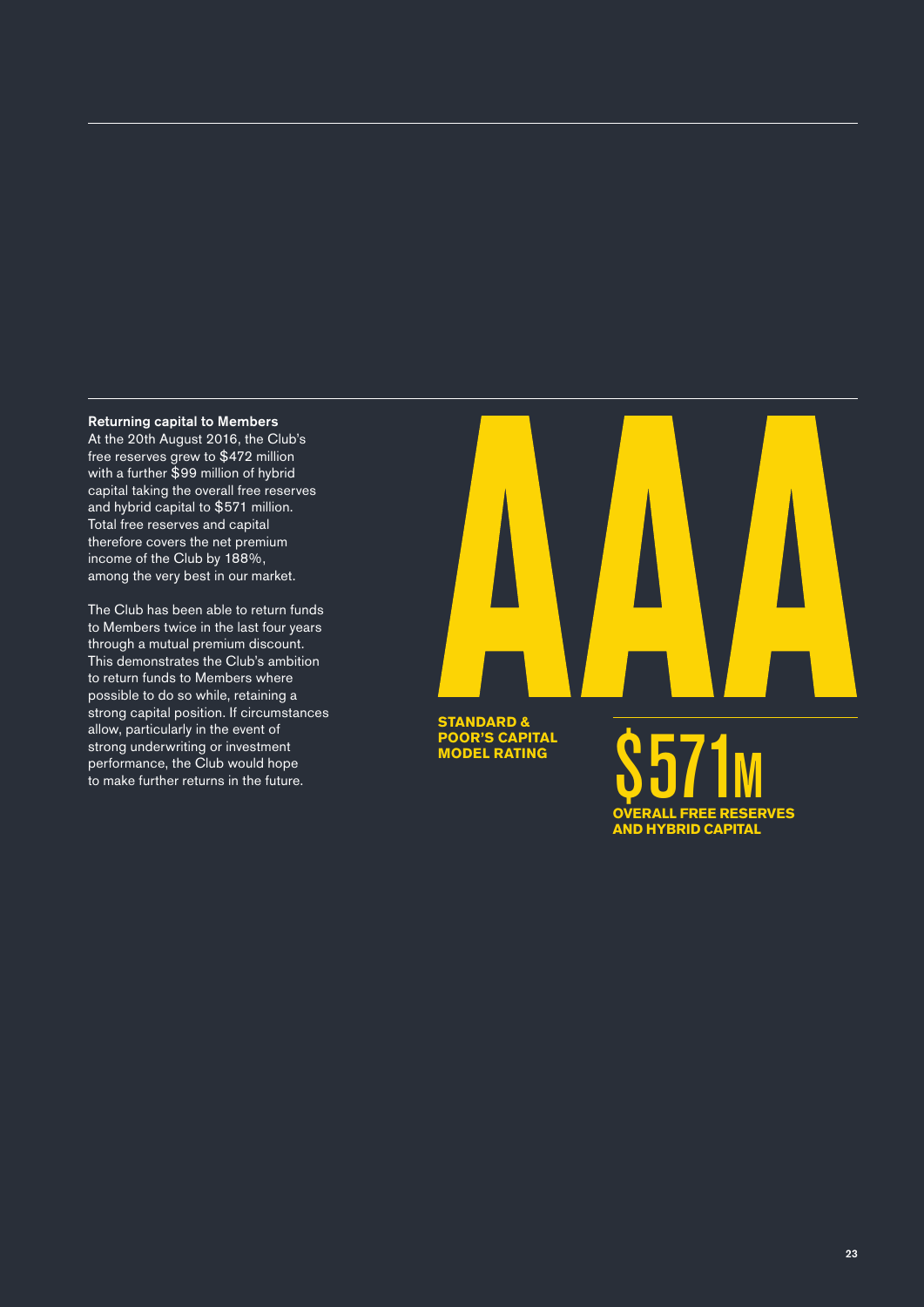## Returning capital to Members

At the 20th August 2016, the Club's free reserves grew to $472 million with a further $99 million of hybrid capital taking the overall free reserves and hybrid capital to $571 million. Total free reserves and capital therefore covers the net premium income of the Club by 188%, among the very best in our market.

The Club has been able to return funds to Members twice in the last four years through a mutual premium discount. This demonstrates the Club's ambition to return funds to Members where possible to do so while, retaining a strong capital position. If circumstances allow, particularly in the event of strong underwriting or investment performance, the Club would hope to make further returns in the future.

**AAA**

**STANDARD & POOR'S CAPITAL MODEL RATING**

**$571M**

**OVERALL FREE RESERVES AND HYBRID CAPITAL**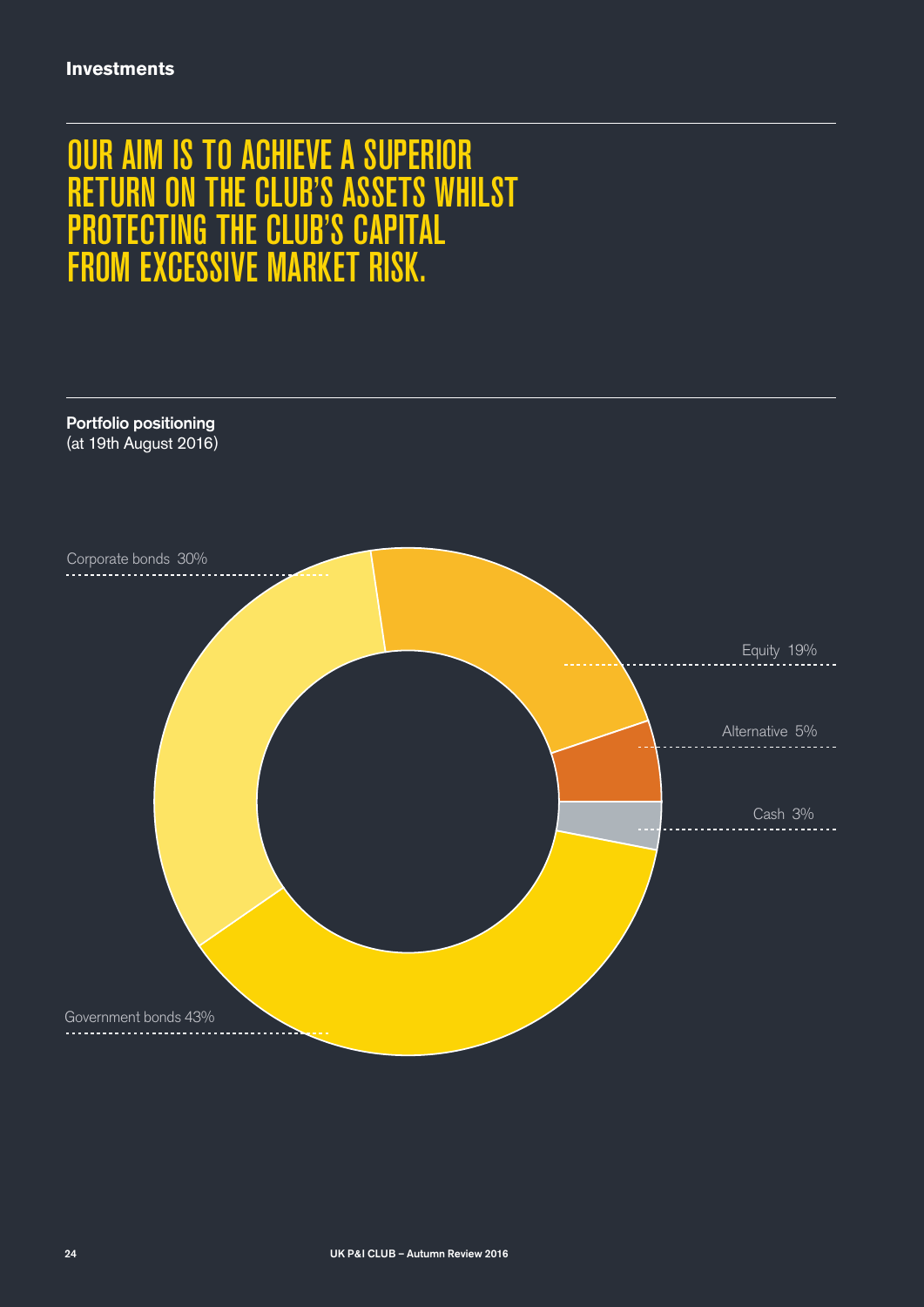## Investments

# OUR AIM IS TO ACHIEVE A SUPERIOR RETURN ON THE CLUB'S ASSETS WHILST PROTECTING THE CLUB'S CAPITAL FROM EXCESSIVE MARKET RISK.

**Portfolio positioning**
(at 19th August 2016)

Corporate bonds 30%

Equity 19%

Alternative 5%

Cash 3%

Government bonds 43%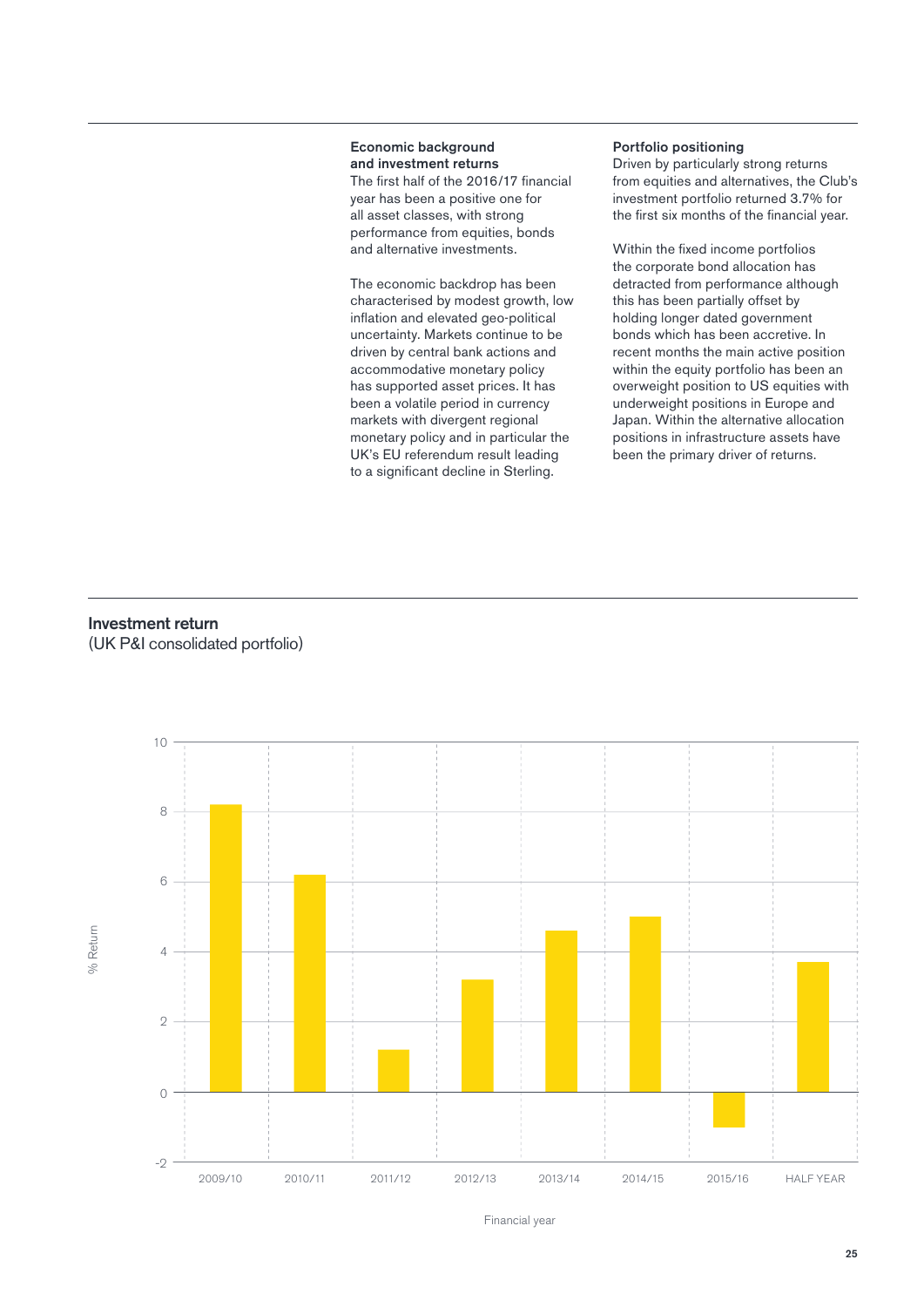### Economic background and investment returns

The first half of the 2016/17 financial year has been a positive one for all asset classes, with strong performance from equities, bonds and alternative investments.

The economic backdrop has been characterised by modest growth, low inflation and elevated geo-political uncertainty. Markets continue to be driven by central bank actions and accommodative monetary policy has supported asset prices. It has been a volatile period in currency markets with divergent regional monetary policy and in particular the UK's EU referendum result leading to a significant decline in Sterling.

### Portfolio positioning

Driven by particularly strong returns from equities and alternatives, the Club's investment portfolio returned 3.7% for the first six months of the financial year.

Within the fixed income portfolios the corporate bond allocation has detracted from performance although this has been partially offset by holding longer dated government bonds which has been accretive. In recent months the main active position within the equity portfolio has been an overweight position to US equities with underweight positions in Europe and Japan. Within the alternative allocation positions in infrastructure assets have been the primary driver of returns.

## Investment return

(UK P&I consolidated portfolio)

| Financial year | % Return |
|---|---|
| 2009/10 | 8.2 |
| 2010/11 | 6.2 |
| 2011/12 | 1.2 |
| 2012/13 | 3.2 |
| 2013/14 | 4.6 |
| 2014/15 | 5.0 |
| 2015/16 | -1.0 |
| HALF YEAR | 3.7 |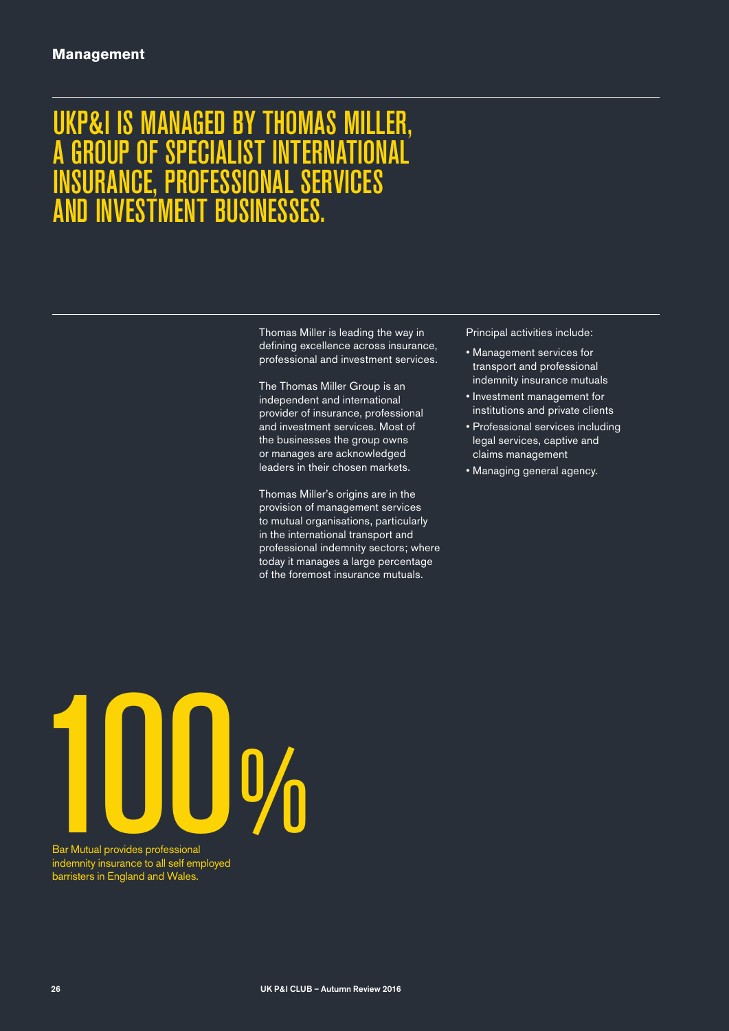## Management

# UKP&I IS MANAGED BY THOMAS MILLER, A GROUP OF SPECIALIST INTERNATIONAL INSURANCE, PROFESSIONAL SERVICES AND INVESTMENT BUSINESSES.

Thomas Miller is leading the way in defining excellence across insurance, professional and investment services.

The Thomas Miller Group is an independent and international provider of insurance, professional and investment services. Most of the businesses the group owns or manages are acknowledged leaders in their chosen markets.

Thomas Miller's origins are in the provision of management services to mutual organisations, particularly in the international transport and professional indemnity sectors; where today it manages a large percentage of the foremost insurance mutuals.

Principal activities include:

- Management services for transport and professional indemnity insurance mutuals
- Investment management for institutions and private clients
- Professional services including legal services, captive and claims management
- Managing general agency.

**100%**

Bar Mutual provides professional indemnity insurance to all self employed barristers in England and Wales.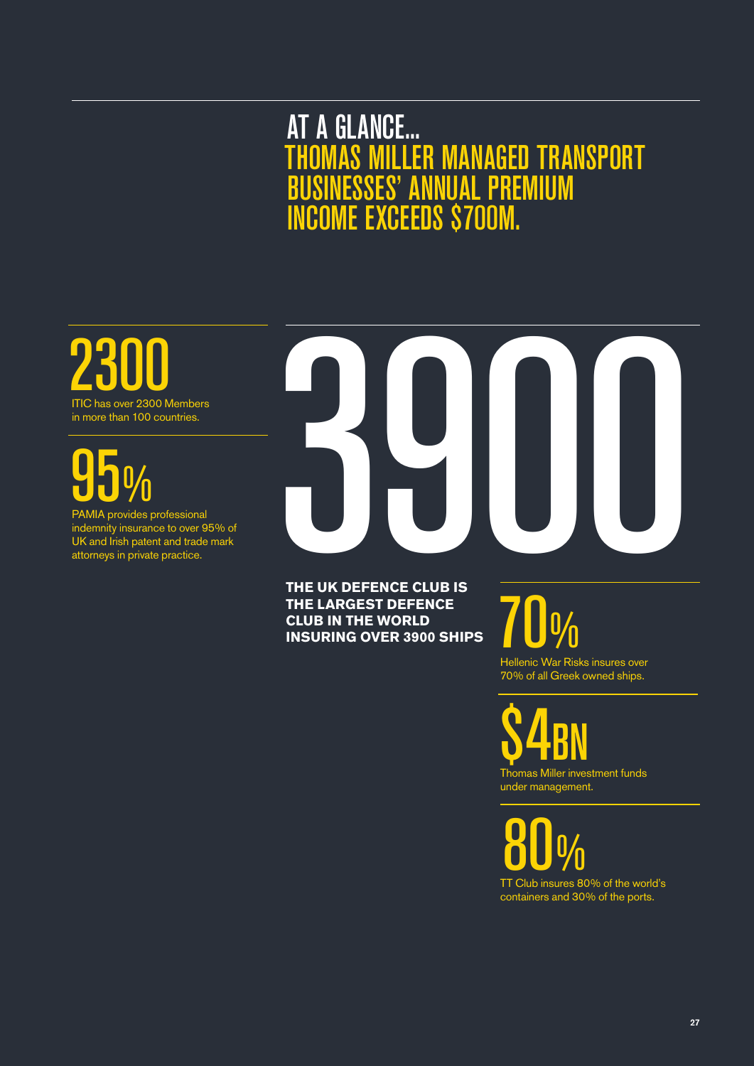# AT A GLANCE...

## THOMAS MILLER MANAGED TRANSPORT BUSINESSES' ANNUAL PREMIUM INCOME EXCEEDS $700M.

**2300**

ITIC has over 2300 Members in more than 100 countries.

**95%**

PAMIA provides professional indemnity insurance to over 95% of UK and Irish patent and trade mark attorneys in private practice.

**3900**

**THE UK DEFENCE CLUB IS THE LARGEST DEFENCE CLUB IN THE WORLD INSURING OVER 3900 SHIPS**

**70%**

Hellenic War Risks insures over 70% of all Greek owned ships.

**$4BN**

Thomas Miller investment funds under management.

**80%**

TT Club insures 80% of the world's containers and 30% of the ports.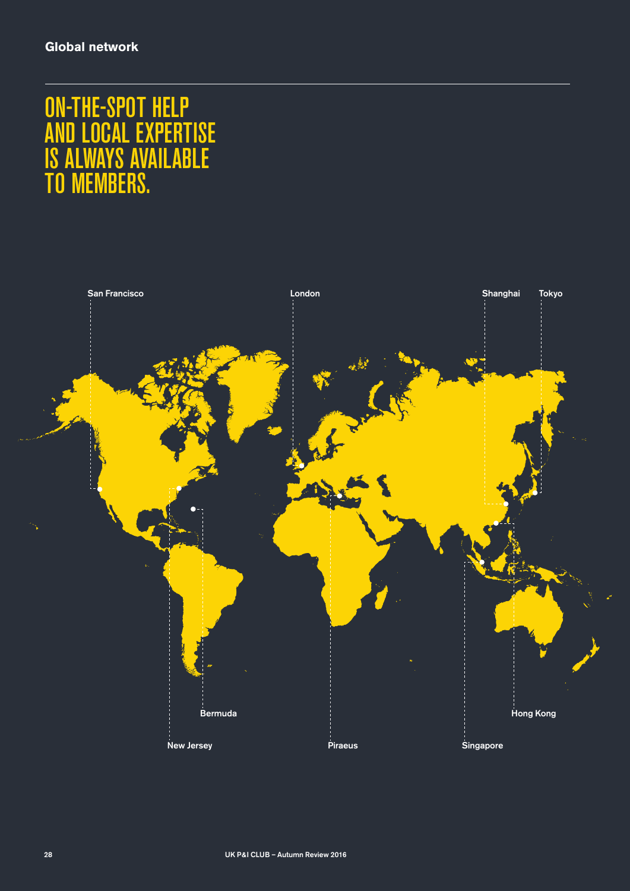## Global network

# ON-THE-SPOT HELP AND LOCAL EXPERTISE IS ALWAYS AVAILABLE TO MEMBERS.

San Francisco

London

Shanghai

Tokyo

Bermuda

Hong Kong

New Jersey

Piraeus

Singapore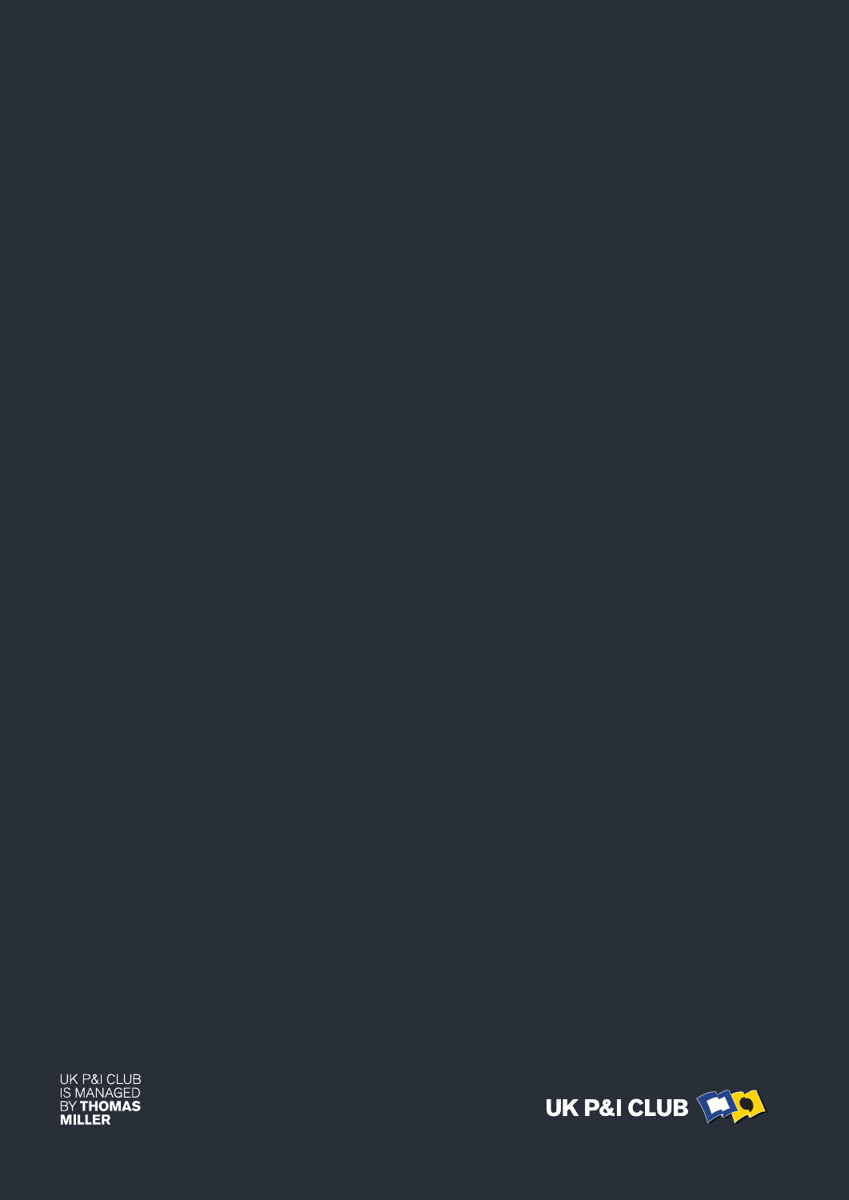UK P&I CLUB
IS MANAGED
BY **THOMAS**
**MILLER**

**UK P&I CLUB**